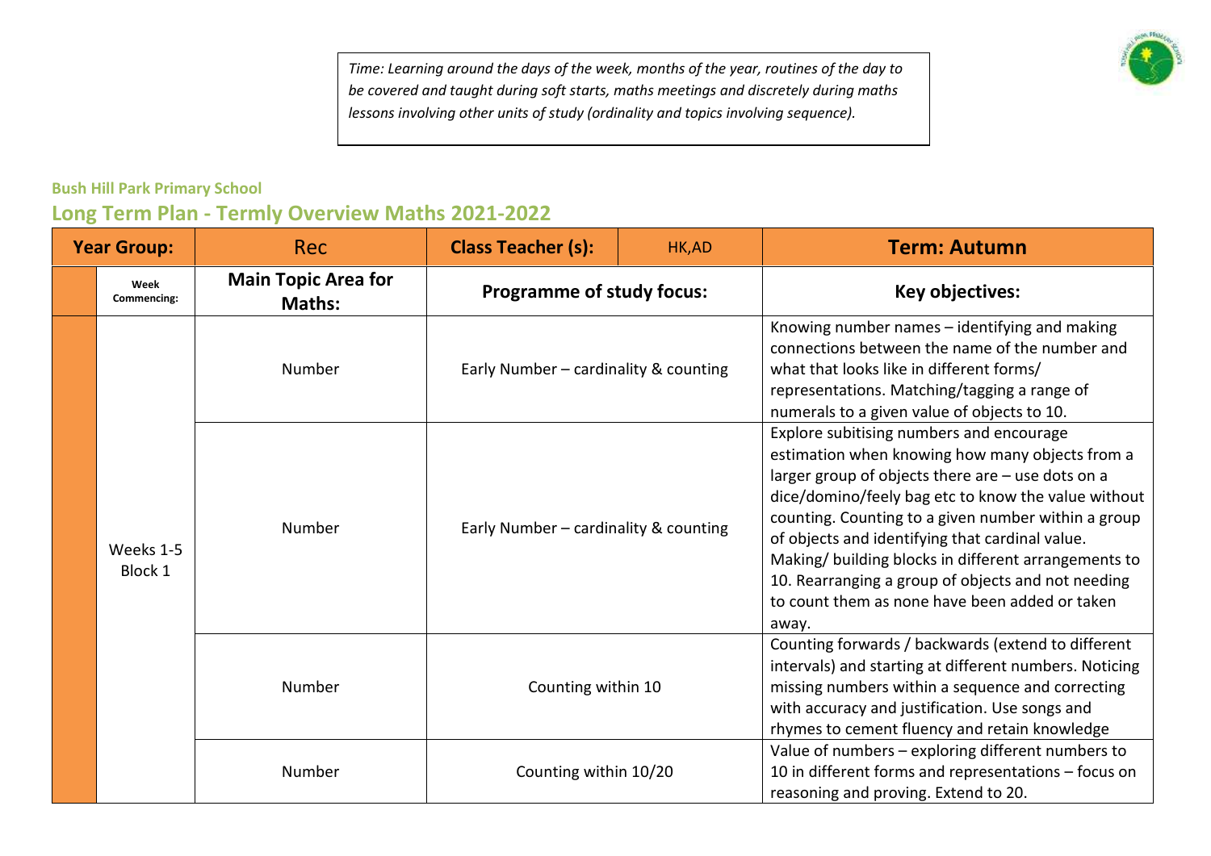*Time: Learning around the days of the week, months of the year, routines of the day to be covered and taught during soft starts, maths meetings and discretely during maths lessons involving other units of study (ordinality and topics involving sequence).*

**Bush Hill Park Primary School**

## Long Term Plan - Termly Overview Maths 2021-2022

| Year Group: | | Rec | Class Teacher (s): | HK,AD | Term: Autumn |
|---|---|---|---|---|---|
| | Week Commencing: | Main Topic Area for Maths: | Programme of study focus: | | Key objectives: |
| | Weeks 1-5 Block 1 | Number | Early Number – cardinality & counting | | Knowing number names – identifying and making connections between the name of the number and what that looks like in different forms/ representations. Matching/tagging a range of numerals to a given value of objects to 10. |
| | | Number | Early Number – cardinality & counting | | Explore subitising numbers and encourage estimation when knowing how many objects from a larger group of objects there are – use dots on a dice/domino/feely bag etc to know the value without counting. Counting to a given number within a group of objects and identifying that cardinal value. Making/ building blocks in different arrangements to 10. Rearranging a group of objects and not needing to count them as none have been added or taken away. |
| | | Number | Counting within 10 | | Counting forwards / backwards (extend to different intervals) and starting at different numbers. Noticing missing numbers within a sequence and correcting with accuracy and justification. Use songs and rhymes to cement fluency and retain knowledge |
| | | Number | Counting within 10/20 | | Value of numbers – exploring different numbers to 10 in different forms and representations – focus on reasoning and proving. Extend to 20. |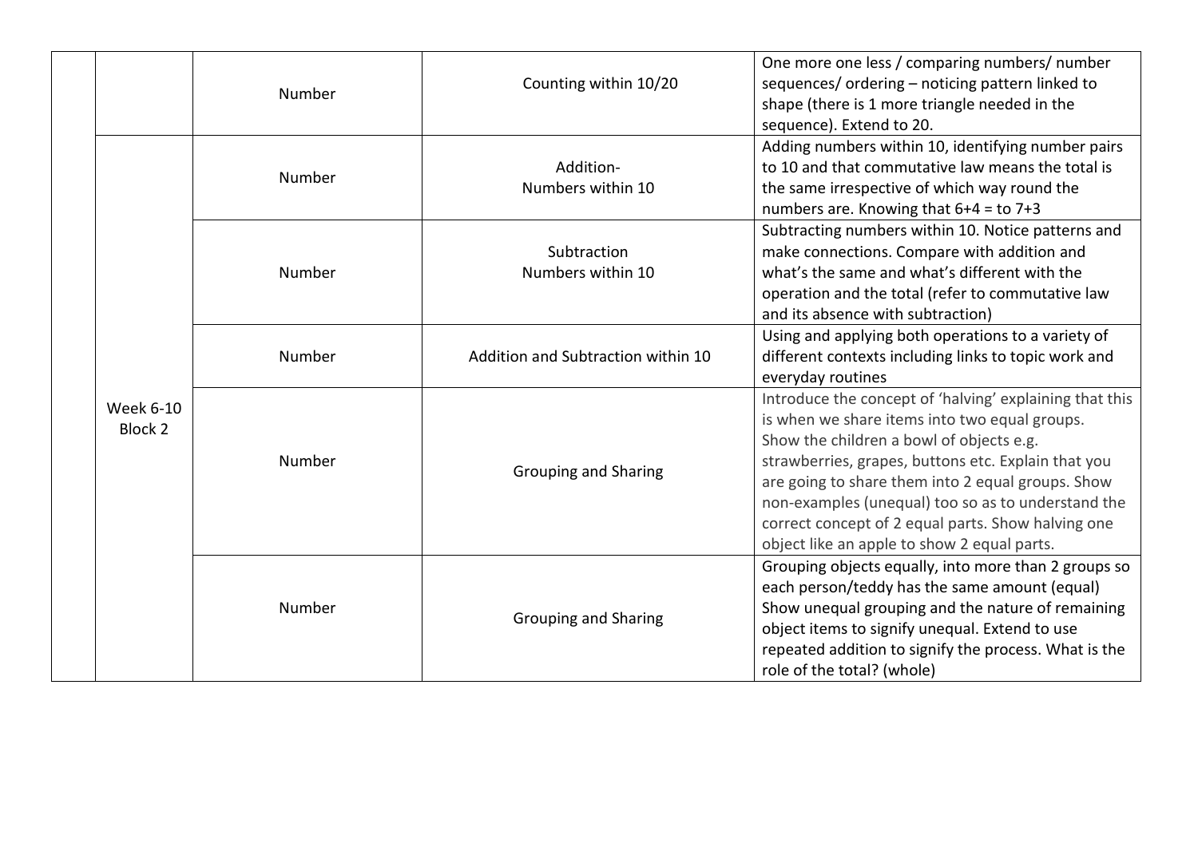| | | | | |
|---|---|---|---|---|
| | | Number | Counting within 10/20 | One more one less / comparing numbers/ number sequences/ ordering – noticing pattern linked to shape (there is 1 more triangle needed in the sequence). Extend to 20. |
| | Week 6-10 Block 2 | Number | Addition- Numbers within 10 | Adding numbers within 10, identifying number pairs to 10 and that commutative law means the total is the same irrespective of which way round the numbers are. Knowing that 6+4 = to 7+3 |
| | | Number | Subtraction Numbers within 10 | Subtracting numbers within 10. Notice patterns and make connections. Compare with addition and what's the same and what's different with the operation and the total (refer to commutative law and its absence with subtraction) |
| | | Number | Addition and Subtraction within 10 | Using and applying both operations to a variety of different contexts including links to topic work and everyday routines |
| | | Number | Grouping and Sharing | Introduce the concept of 'halving' explaining that this is when we share items into two equal groups. Show the children a bowl of objects e.g. strawberries, grapes, buttons etc. Explain that you are going to share them into 2 equal groups. Show non-examples (unequal) too so as to understand the correct concept of 2 equal parts. Show halving one object like an apple to show 2 equal parts. |
| | | Number | Grouping and Sharing | Grouping objects equally, into more than 2 groups so each person/teddy has the same amount (equal) Show unequal grouping and the nature of remaining object items to signify unequal. Extend to use repeated addition to signify the process. What is the role of the total? (whole) |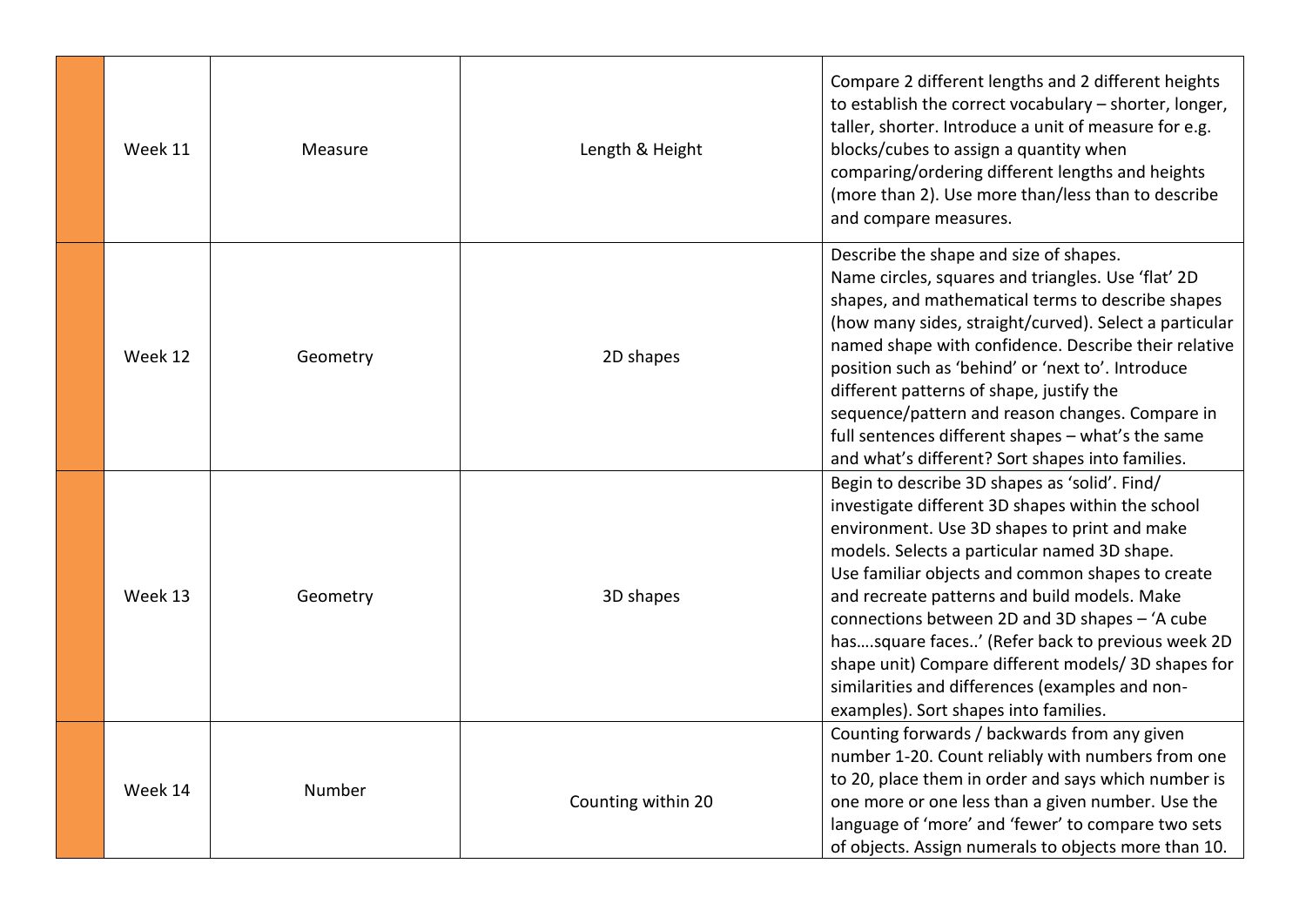| | | | | |
|---|---|---|---|---|
| | Week 11 | Measure | Length & Height | Compare 2 different lengths and 2 different heights to establish the correct vocabulary – shorter, longer, taller, shorter. Introduce a unit of measure for e.g. blocks/cubes to assign a quantity when comparing/ordering different lengths and heights (more than 2). Use more than/less than to describe and compare measures. |
| | Week 12 | Geometry | 2D shapes | Describe the shape and size of shapes. Name circles, squares and triangles. Use 'flat' 2D shapes, and mathematical terms to describe shapes (how many sides, straight/curved). Select a particular named shape with confidence. Describe their relative position such as 'behind' or 'next to'. Introduce different patterns of shape, justify the sequence/pattern and reason changes. Compare in full sentences different shapes – what's the same and what's different? Sort shapes into families. |
| | Week 13 | Geometry | 3D shapes | Begin to describe 3D shapes as 'solid'. Find/ investigate different 3D shapes within the school environment. Use 3D shapes to print and make models. Selects a particular named 3D shape. Use familiar objects and common shapes to create and recreate patterns and build models. Make connections between 2D and 3D shapes – 'A cube has….square faces..' (Refer back to previous week 2D shape unit) Compare different models/ 3D shapes for similarities and differences (examples and non-examples). Sort shapes into families. |
| | Week 14 | Number | Counting within 20 | Counting forwards / backwards from any given number 1-20. Count reliably with numbers from one to 20, place them in order and says which number is one more or one less than a given number. Use the language of 'more' and 'fewer' to compare two sets of objects. Assign numerals to objects more than 10. |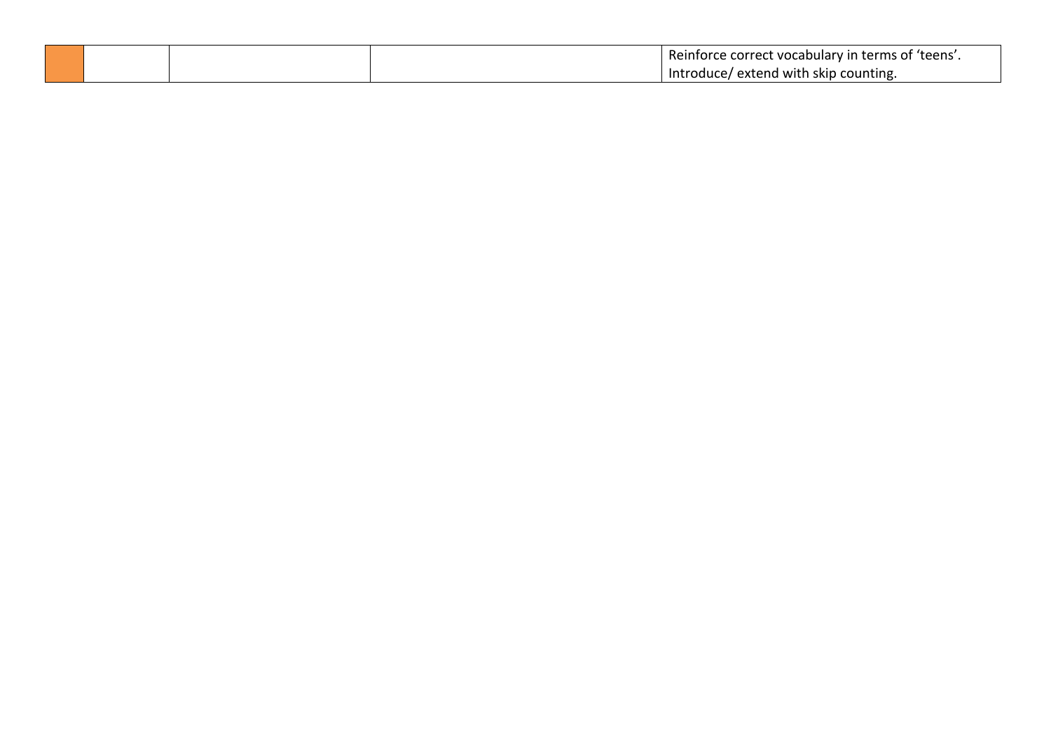| | | | | |
|---|---|---|---|---|
| | | | | Reinforce correct vocabulary in terms of 'teens'. Introduce/ extend with skip counting. |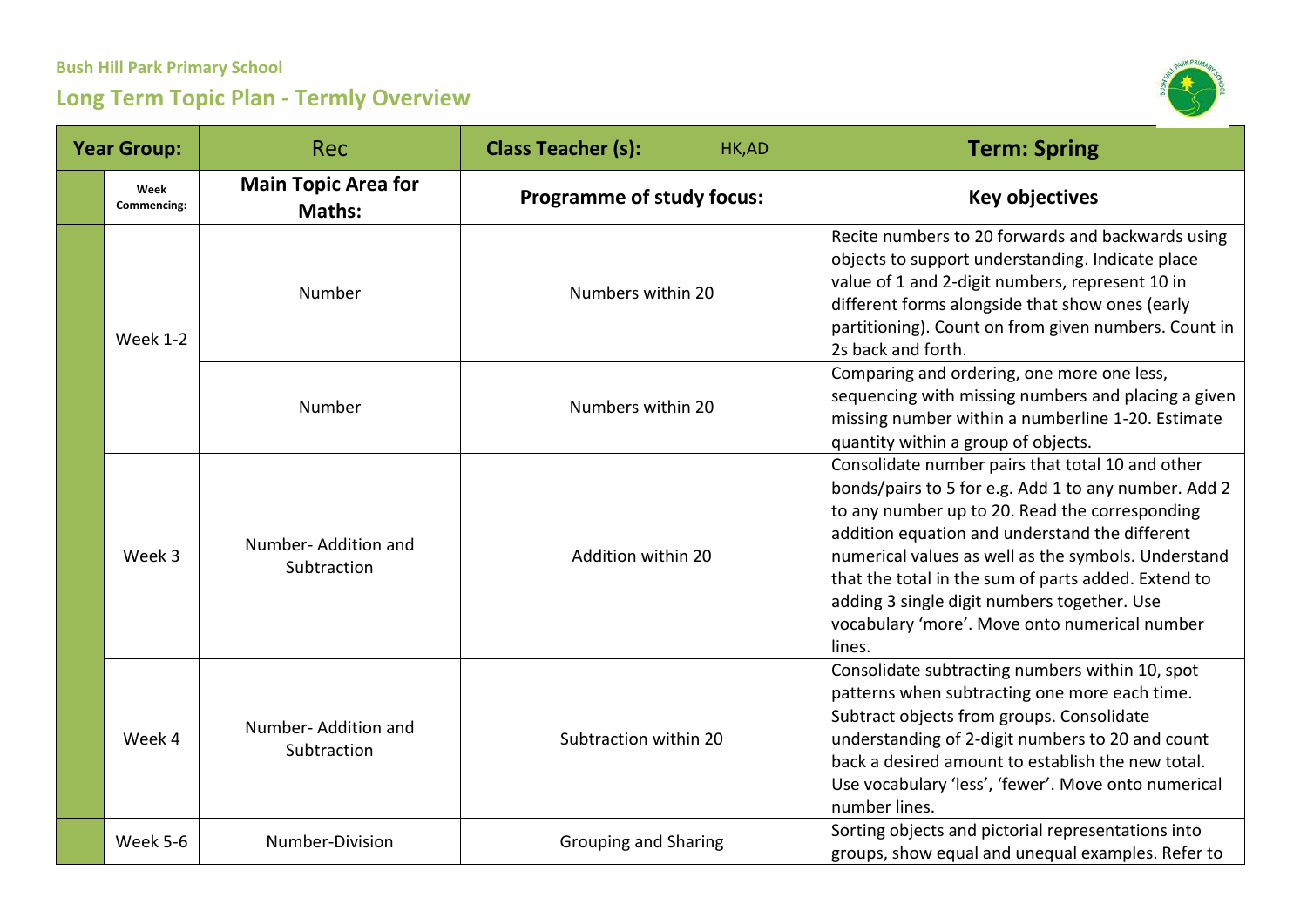**Bush Hill Park Primary School**

## Long Term Topic Plan - Termly Overview

| Year Group: | | Rec | Class Teacher (s): | HK,AD | Term: Spring |
|---|---|---|---|---|---|
| | Week Commencing: | Main Topic Area for Maths: | Programme of study focus: | | Key objectives |
| | Week 1-2 | Number | Numbers within 20 | | Recite numbers to 20 forwards and backwards using objects to support understanding. Indicate place value of 1 and 2-digit numbers, represent 10 in different forms alongside that show ones (early partitioning). Count on from given numbers. Count in 2s back and forth. |
| | | Number | Numbers within 20 | | Comparing and ordering, one more one less, sequencing with missing numbers and placing a given missing number within a numberline 1-20. Estimate quantity within a group of objects. |
| | Week 3 | Number- Addition and Subtraction | Addition within 20 | | Consolidate number pairs that total 10 and other bonds/pairs to 5 for e.g. Add 1 to any number. Add 2 to any number up to 20. Read the corresponding addition equation and understand the different numerical values as well as the symbols. Understand that the total in the sum of parts added. Extend to adding 3 single digit numbers together. Use vocabulary 'more'. Move onto numerical number lines. |
| | Week 4 | Number- Addition and Subtraction | Subtraction within 20 | | Consolidate subtracting numbers within 10, spot patterns when subtracting one more each time. Subtract objects from groups. Consolidate understanding of 2-digit numbers to 20 and count back a desired amount to establish the new total. Use vocabulary 'less', 'fewer'. Move onto numerical number lines. |
| | Week 5-6 | Number-Division | Grouping and Sharing | | Sorting objects and pictorial representations into groups, show equal and unequal examples. Refer to |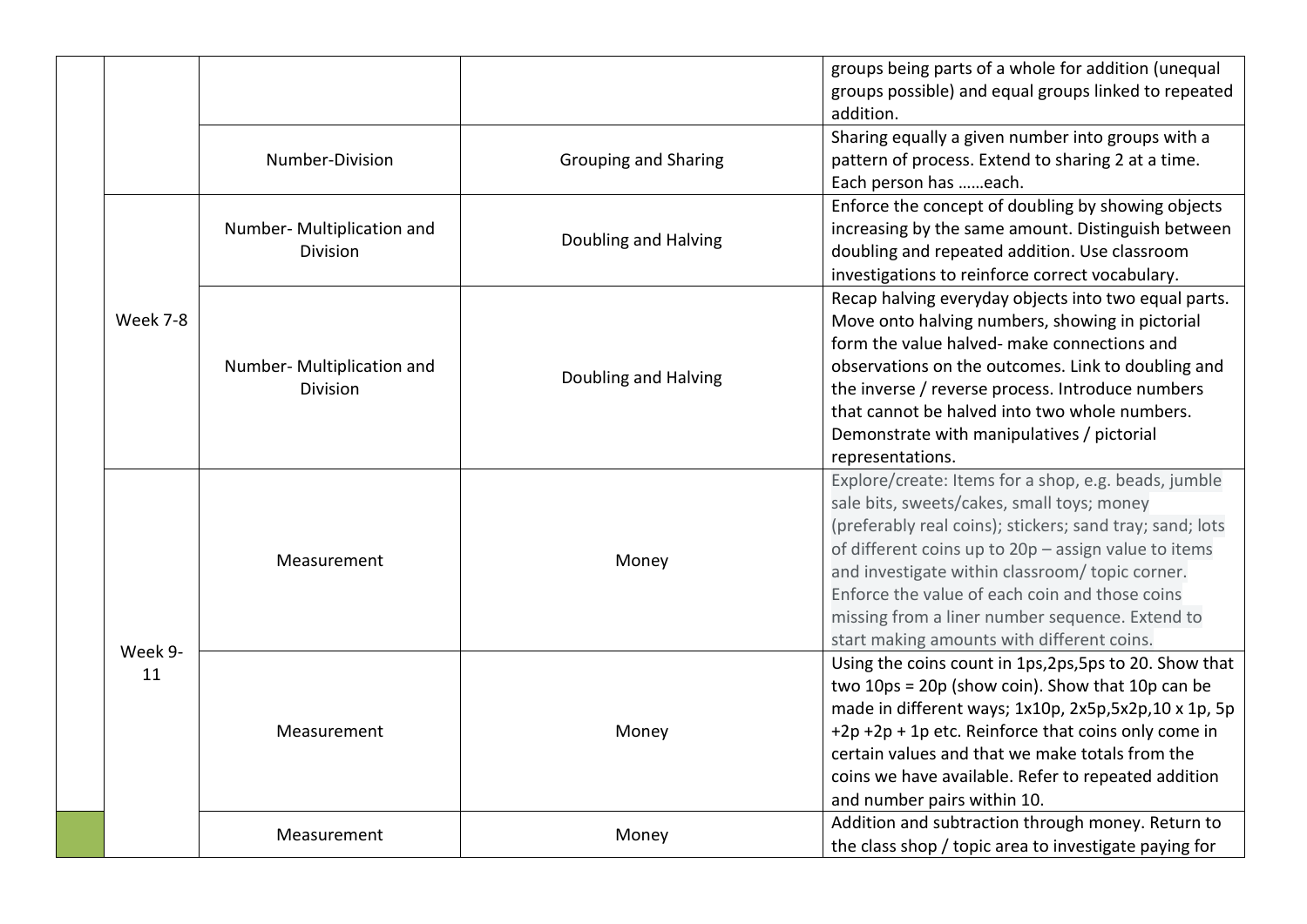| | | | | |
|---|---|---|---|---|
| | | | | groups being parts of a whole for addition (unequal groups possible) and equal groups linked to repeated addition. |
| | | Number-Division | Grouping and Sharing | Sharing equally a given number into groups with a pattern of process. Extend to sharing 2 at a time. Each person has ……each. |
| | Week 7-8 | Number- Multiplication and Division | Doubling and Halving | Enforce the concept of doubling by showing objects increasing by the same amount. Distinguish between doubling and repeated addition. Use classroom investigations to reinforce correct vocabulary. |
| | | Number- Multiplication and Division | Doubling and Halving | Recap halving everyday objects into two equal parts. Move onto halving numbers, showing in pictorial form the value halved- make connections and observations on the outcomes. Link to doubling and the inverse / reverse process. Introduce numbers that cannot be halved into two whole numbers. Demonstrate with manipulatives / pictorial representations. |
| | Week 9-11 | Measurement | Money | Explore/create: Items for a shop, e.g. beads, jumble sale bits, sweets/cakes, small toys; money (preferably real coins); stickers; sand tray; sand; lots of different coins up to 20p – assign value to items and investigate within classroom/ topic corner. Enforce the value of each coin and those coins missing from a liner number sequence. Extend to start making amounts with different coins. |
| | | Measurement | Money | Using the coins count in 1ps,2ps,5ps to 20. Show that two 10ps = 20p (show coin). Show that 10p can be made in different ways; 1x10p, 2x5p,5x2p,10 x 1p, 5p +2p +2p + 1p etc. Reinforce that coins only come in certain values and that we make totals from the coins we have available. Refer to repeated addition and number pairs within 10. |
| | | Measurement | Money | Addition and subtraction through money. Return to the class shop / topic area to investigate paying for |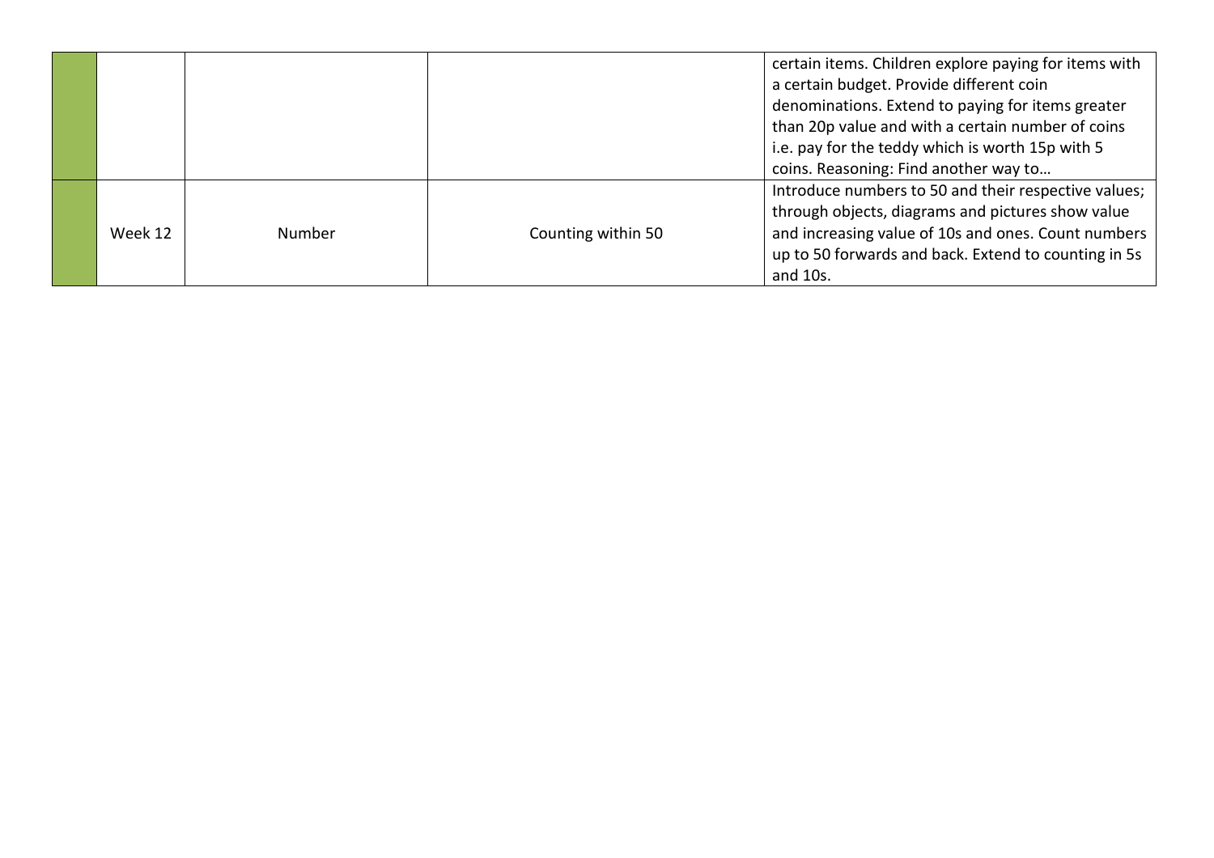| | | | | |
|---|---|---|---|---|
| | | | | certain items. Children explore paying for items with a certain budget. Provide different coin denominations. Extend to paying for items greater than 20p value and with a certain number of coins i.e. pay for the teddy which is worth 15p with 5 coins. Reasoning: Find another way to… |
| | Week 12 | Number | Counting within 50 | Introduce numbers to 50 and their respective values; through objects, diagrams and pictures show value and increasing value of 10s and ones. Count numbers up to 50 forwards and back. Extend to counting in 5s and 10s. |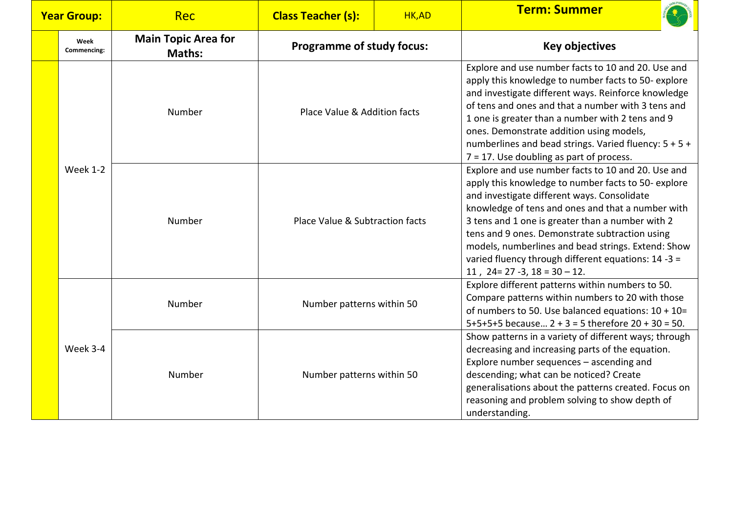| Year Group: | Rec | Class Teacher (s): | HK,AD | Term: Summer |
|---|---|---|---|---|
| Week Commencing: | Main Topic Area for Maths: | Programme of study focus: | | Key objectives |
| Week 1-2 | Number | Place Value & Addition facts | | Explore and use number facts to 10 and 20. Use and apply this knowledge to number facts to 50- explore and investigate different ways. Reinforce knowledge of tens and ones and that a number with 3 tens and 1 one is greater than a number with 2 tens and 9 ones. Demonstrate addition using models, numberlines and bead strings. Varied fluency: 5 + 5 + 7 = 17. Use doubling as part of process. |
| | Number | Place Value & Subtraction facts | | Explore and use number facts to 10 and 20. Use and apply this knowledge to number facts to 50- explore and investigate different ways. Consolidate knowledge of tens and ones and that a number with 3 tens and 1 one is greater than a number with 2 tens and 9 ones. Demonstrate subtraction using models, numberlines and bead strings. Extend: Show varied fluency through different equations: 14 -3 = 11 , 24= 27 -3, 18 = 30 – 12. |
| Week 3-4 | Number | Number patterns within 50 | | Explore different patterns within numbers to 50. Compare patterns within numbers to 20 with those of numbers to 50. Use balanced equations: 10 + 10= 5+5+5+5 because… 2 + 3 = 5 therefore 20 + 30 = 50. |
| | Number | Number patterns within 50 | | Show patterns in a variety of different ways; through decreasing and increasing parts of the equation. Explore number sequences – ascending and descending; what can be noticed? Create generalisations about the patterns created. Focus on reasoning and problem solving to show depth of understanding. |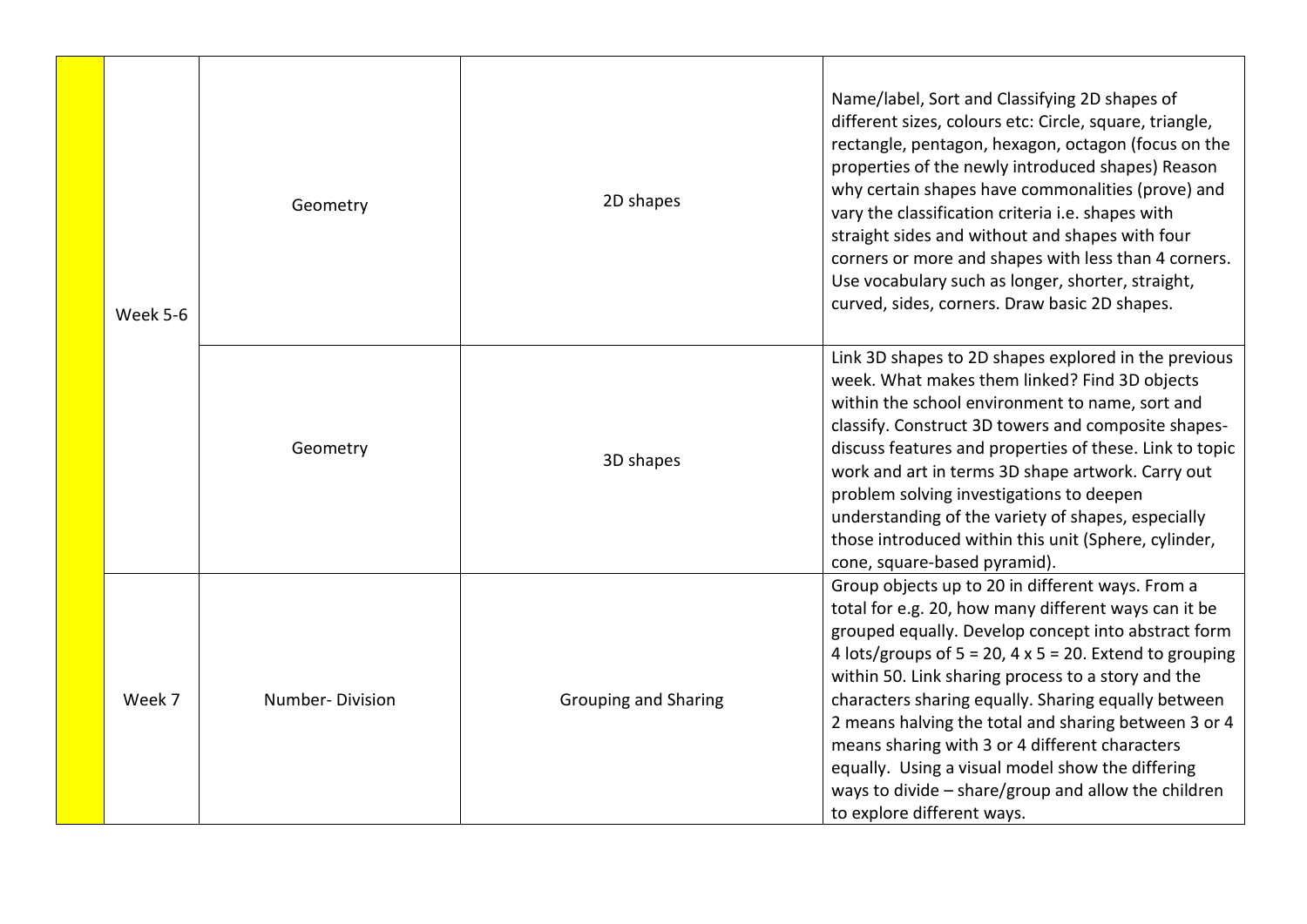| | | | | |
|---|---|---|---|---|
| | Week 5-6 | Geometry | 2D shapes | Name/label, Sort and Classifying 2D shapes of different sizes, colours etc: Circle, square, triangle, rectangle, pentagon, hexagon, octagon (focus on the properties of the newly introduced shapes) Reason why certain shapes have commonalities (prove) and vary the classification criteria i.e. shapes with straight sides and without and shapes with four corners or more and shapes with less than 4 corners. Use vocabulary such as longer, shorter, straight, curved, sides, corners. Draw basic 2D shapes. |
| | | Geometry | 3D shapes | Link 3D shapes to 2D shapes explored in the previous week. What makes them linked? Find 3D objects within the school environment to name, sort and classify. Construct 3D towers and composite shapes- discuss features and properties of these. Link to topic work and art in terms 3D shape artwork. Carry out problem solving investigations to deepen understanding of the variety of shapes, especially those introduced within this unit (Sphere, cylinder, cone, square-based pyramid). |
| | Week 7 | Number- Division | Grouping and Sharing | Group objects up to 20 in different ways. From a total for e.g. 20, how many different ways can it be grouped equally. Develop concept into abstract form 4 lots/groups of 5 = 20, 4 x 5 = 20. Extend to grouping within 50. Link sharing process to a story and the characters sharing equally. Sharing equally between 2 means halving the total and sharing between 3 or 4 means sharing with 3 or 4 different characters equally. Using a visual model show the differing ways to divide – share/group and allow the children to explore different ways. |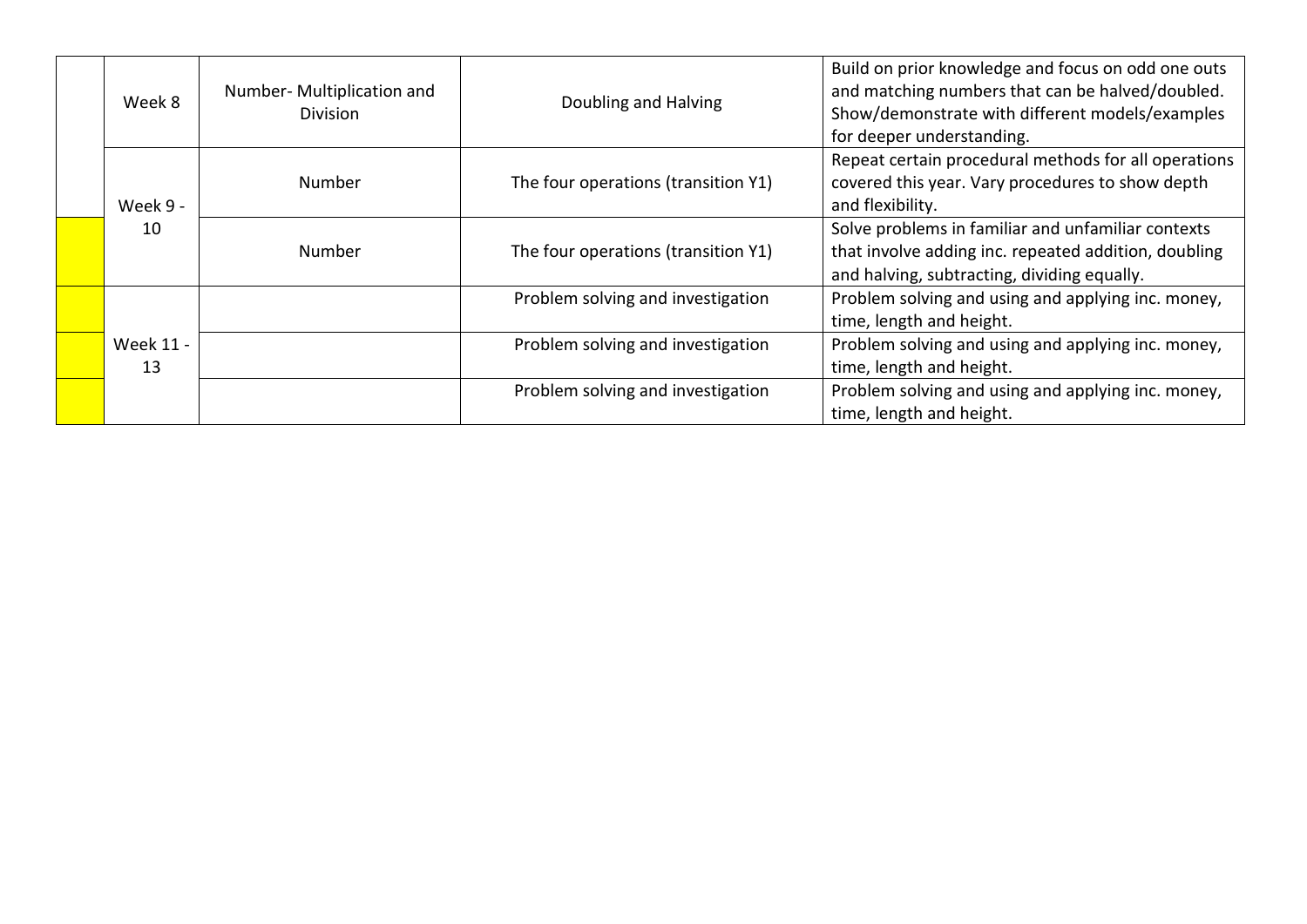| | | | | |
|---|---|---|---|---|
| | Week 8 | Number- Multiplication and Division | Doubling and Halving | Build on prior knowledge and focus on odd one outs and matching numbers that can be halved/doubled. Show/demonstrate with different models/examples for deeper understanding. |
| | Week 9 - 10 | Number | The four operations (transition Y1) | Repeat certain procedural methods for all operations covered this year. Vary procedures to show depth and flexibility. |
| | | Number | The four operations (transition Y1) | Solve problems in familiar and unfamiliar contexts that involve adding inc. repeated addition, doubling and halving, subtracting, dividing equally. |
| | Week 11 - 13 | | Problem solving and investigation | Problem solving and using and applying inc. money, time, length and height. |
| | | | Problem solving and investigation | Problem solving and using and applying inc. money, time, length and height. |
| | | | Problem solving and investigation | Problem solving and using and applying inc. money, time, length and height. |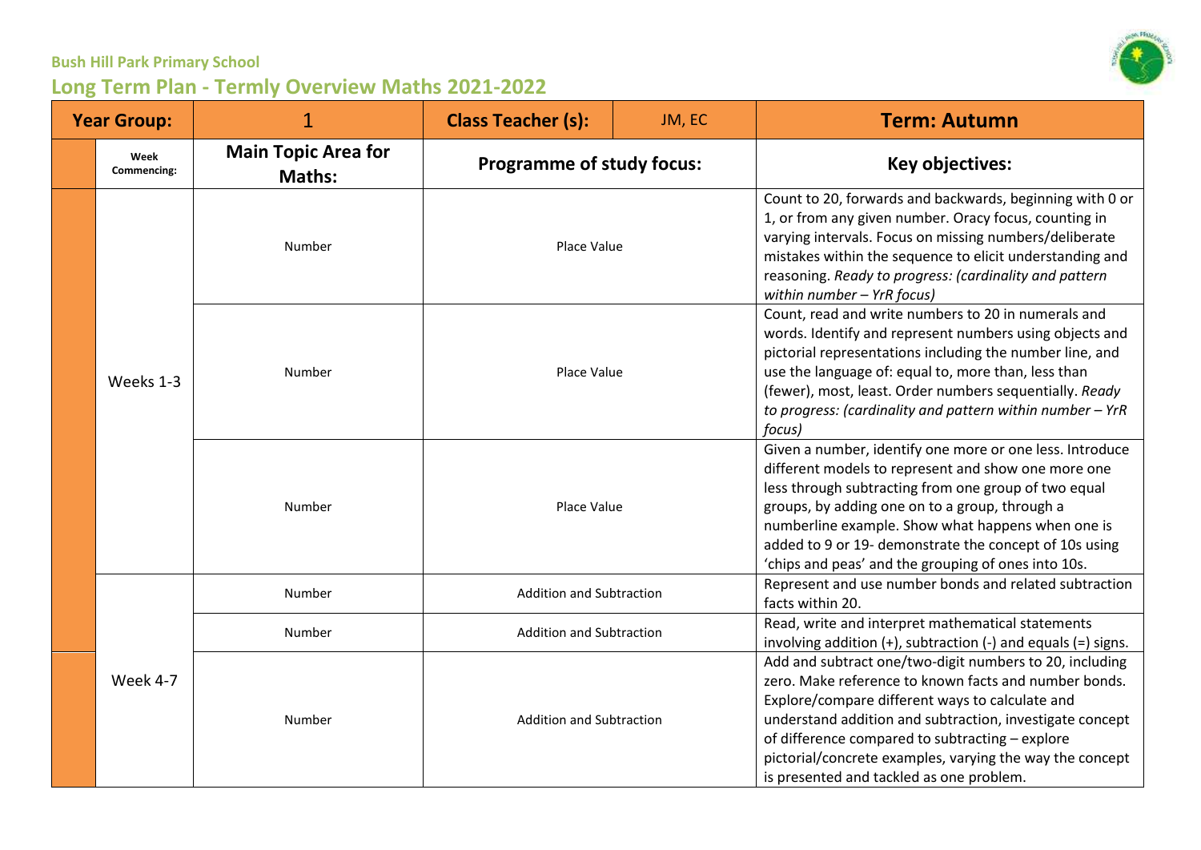**Bush Hill Park Primary School**

## Long Term Plan - Termly Overview Maths 2021-2022

| Year Group: | | 1 | Class Teacher (s): | JM, EC | Term: Autumn |
|---|---|---|---|---|---|
| | Week Commencing: | Main Topic Area for Maths: | Programme of study focus: | | Key objectives: |
| | Weeks 1-3 | Number | Place Value | | Count to 20, forwards and backwards, beginning with 0 or 1, or from any given number. Oracy focus, counting in varying intervals. Focus on missing numbers/deliberate mistakes within the sequence to elicit understanding and reasoning. *Ready to progress: (cardinality and pattern within number – YrR focus)* |
| | | Number | Place Value | | Count, read and write numbers to 20 in numerals and words. Identify and represent numbers using objects and pictorial representations including the number line, and use the language of: equal to, more than, less than (fewer), most, least. Order numbers sequentially. *Ready to progress: (cardinality and pattern within number – YrR focus)* |
| | | Number | Place Value | | Given a number, identify one more or one less. Introduce different models to represent and show one more one less through subtracting from one group of two equal groups, by adding one on to a group, through a numberline example. Show what happens when one is added to 9 or 19- demonstrate the concept of 10s using 'chips and peas' and the grouping of ones into 10s. |
| | Week 4-7 | Number | Addition and Subtraction | | Represent and use number bonds and related subtraction facts within 20. |
| | | Number | Addition and Subtraction | | Read, write and interpret mathematical statements involving addition (+), subtraction (-) and equals (=) signs. |
| | | Number | Addition and Subtraction | | Add and subtract one/two-digit numbers to 20, including zero. Make reference to known facts and number bonds. Explore/compare different ways to calculate and understand addition and subtraction, investigate concept of difference compared to subtracting – explore pictorial/concrete examples, varying the way the concept is presented and tackled as one problem. |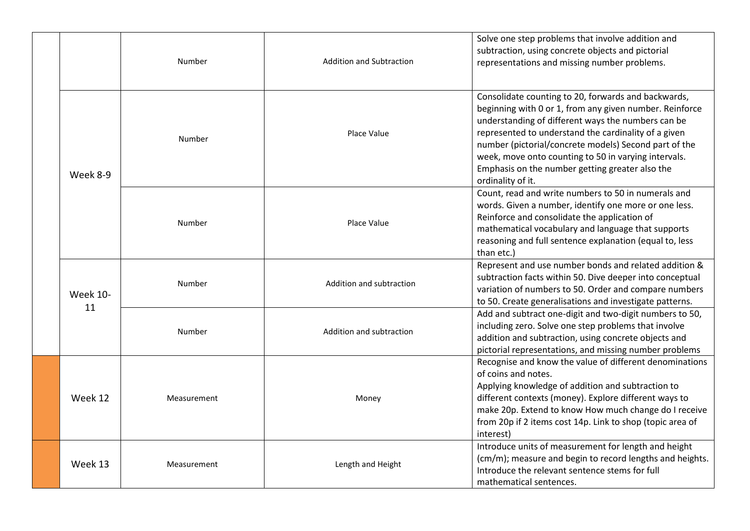| | | | | |
|---|---|---|---|---|
| | | Number | Addition and Subtraction | Solve one step problems that involve addition and subtraction, using concrete objects and pictorial representations and missing number problems. |
| | Week 8-9 | Number | Place Value | Consolidate counting to 20, forwards and backwards, beginning with 0 or 1, from any given number. Reinforce understanding of different ways the numbers can be represented to understand the cardinality of a given number (pictorial/concrete models) Second part of the week, move onto counting to 50 in varying intervals. Emphasis on the number getting greater also the ordinality of it. |
| | | Number | Place Value | Count, read and write numbers to 50 in numerals and words. Given a number, identify one more or one less. Reinforce and consolidate the application of mathematical vocabulary and language that supports reasoning and full sentence explanation (equal to, less than etc.) |
| | Week 10-11 | Number | Addition and subtraction | Represent and use number bonds and related addition & subtraction facts within 50. Dive deeper into conceptual variation of numbers to 50. Order and compare numbers to 50. Create generalisations and investigate patterns. |
| | | Number | Addition and subtraction | Add and subtract one-digit and two-digit numbers to 50, including zero. Solve one step problems that involve addition and subtraction, using concrete objects and pictorial representations, and missing number problems |
| | Week 12 | Measurement | Money | Recognise and know the value of different denominations of coins and notes.<br>Applying knowledge of addition and subtraction to different contexts (money). Explore different ways to make 20p. Extend to know How much change do I receive from 20p if 2 items cost 14p. Link to shop (topic area of interest) |
| | Week 13 | Measurement | Length and Height | Introduce units of measurement for length and height (cm/m); measure and begin to record lengths and heights. Introduce the relevant sentence stems for full mathematical sentences. |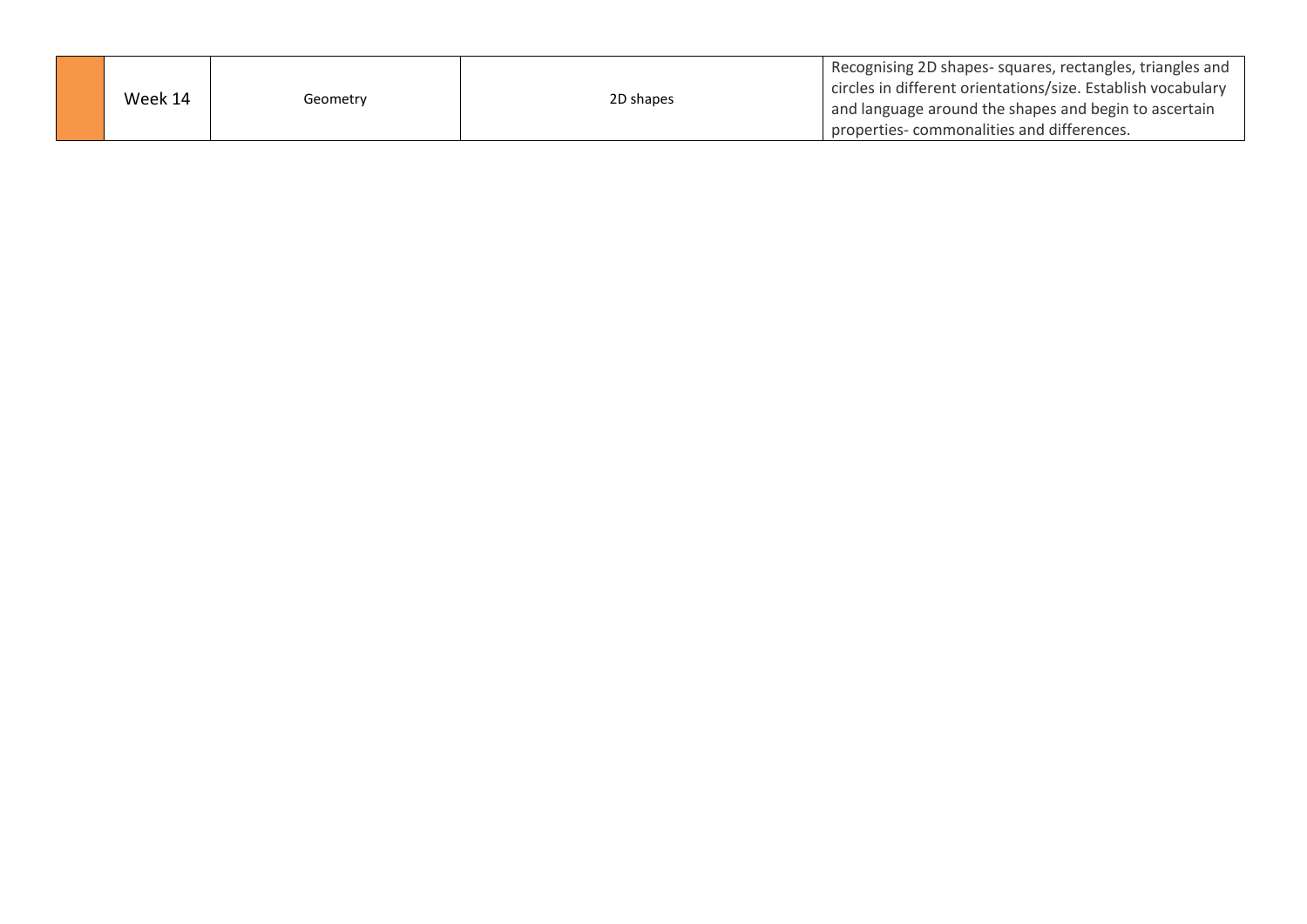|  | Week 14 | Geometry | 2D shapes | Recognising 2D shapes- squares, rectangles, triangles and circles in different orientations/size. Establish vocabulary and language around the shapes and begin to ascertain properties- commonalities and differences. |
|---|---|---|---|---|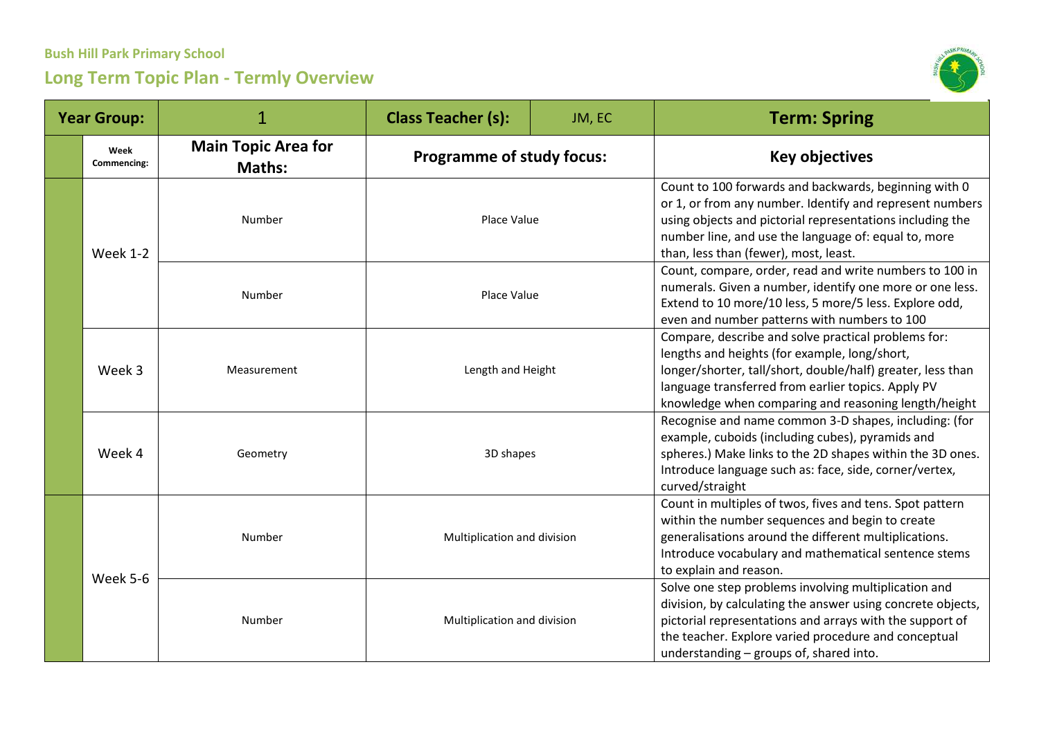**Bush Hill Park Primary School**

## Long Term Topic Plan - Termly Overview

| Year Group: | | 1 | Class Teacher (s): | JM, EC | Term: Spring |
|---|---|---|---|---|---|
| | Week Commencing: | Main Topic Area for Maths: | Programme of study focus: | | Key objectives |
| | Week 1-2 | Number | Place Value | | Count to 100 forwards and backwards, beginning with 0 or 1, or from any number. Identify and represent numbers using objects and pictorial representations including the number line, and use the language of: equal to, more than, less than (fewer), most, least. |
| | | Number | Place Value | | Count, compare, order, read and write numbers to 100 in numerals. Given a number, identify one more or one less. Extend to 10 more/10 less, 5 more/5 less. Explore odd, even and number patterns with numbers to 100 |
| | Week 3 | Measurement | Length and Height | | Compare, describe and solve practical problems for: lengths and heights (for example, long/short, longer/shorter, tall/short, double/half) greater, less than language transferred from earlier topics. Apply PV knowledge when comparing and reasoning length/height |
| | Week 4 | Geometry | 3D shapes | | Recognise and name common 3-D shapes, including: (for example, cuboids (including cubes), pyramids and spheres.) Make links to the 2D shapes within the 3D ones. Introduce language such as: face, side, corner/vertex, curved/straight |
| | Week 5-6 | Number | Multiplication and division | | Count in multiples of twos, fives and tens. Spot pattern within the number sequences and begin to create generalisations around the different multiplications. Introduce vocabulary and mathematical sentence stems to explain and reason. |
| | | Number | Multiplication and division | | Solve one step problems involving multiplication and division, by calculating the answer using concrete objects, pictorial representations and arrays with the support of the teacher. Explore varied procedure and conceptual understanding – groups of, shared into. |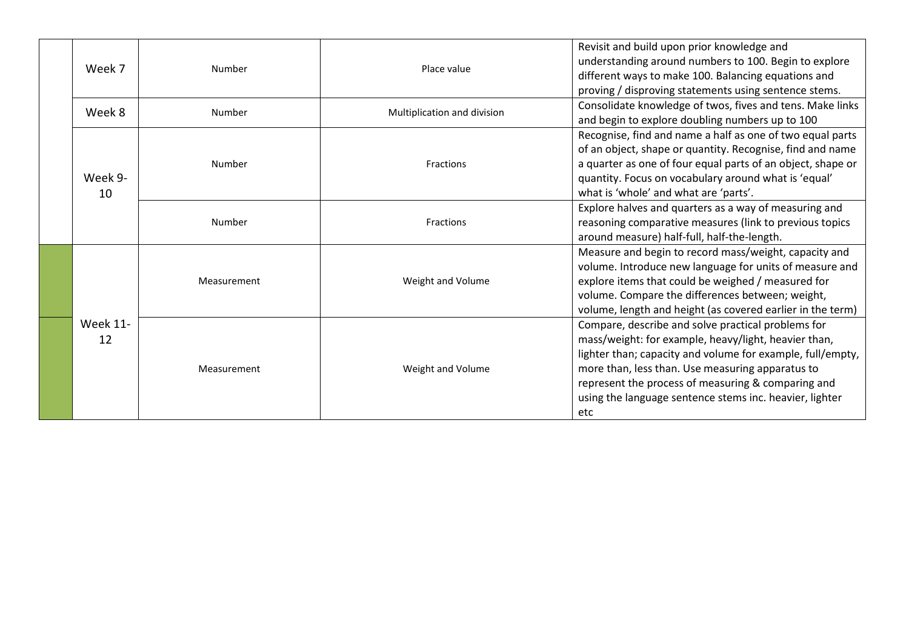| | Week | Area | Topic | Description |
|---|---|---|---|---|
| | Week 7 | Number | Place value | Revisit and build upon prior knowledge and understanding around numbers to 100. Begin to explore different ways to make 100. Balancing equations and proving / disproving statements using sentence stems. |
| | Week 8 | Number | Multiplication and division | Consolidate knowledge of twos, fives and tens. Make links and begin to explore doubling numbers up to 100 |
| | Week 9-10 | Number | Fractions | Recognise, find and name a half as one of two equal parts of an object, shape or quantity. Recognise, find and name a quarter as one of four equal parts of an object, shape or quantity. Focus on vocabulary around what is 'equal' what is 'whole' and what are 'parts'. |
| | | Number | Fractions | Explore halves and quarters as a way of measuring and reasoning comparative measures (link to previous topics around measure) half-full, half-the-length. |
| | Week 11-12 | Measurement | Weight and Volume | Measure and begin to record mass/weight, capacity and volume. Introduce new language for units of measure and explore items that could be weighed / measured for volume. Compare the differences between; weight, volume, length and height (as covered earlier in the term) |
| | | Measurement | Weight and Volume | Compare, describe and solve practical problems for mass/weight: for example, heavy/light, heavier than, lighter than; capacity and volume for example, full/empty, more than, less than. Use measuring apparatus to represent the process of measuring & comparing and using the language sentence stems inc. heavier, lighter etc |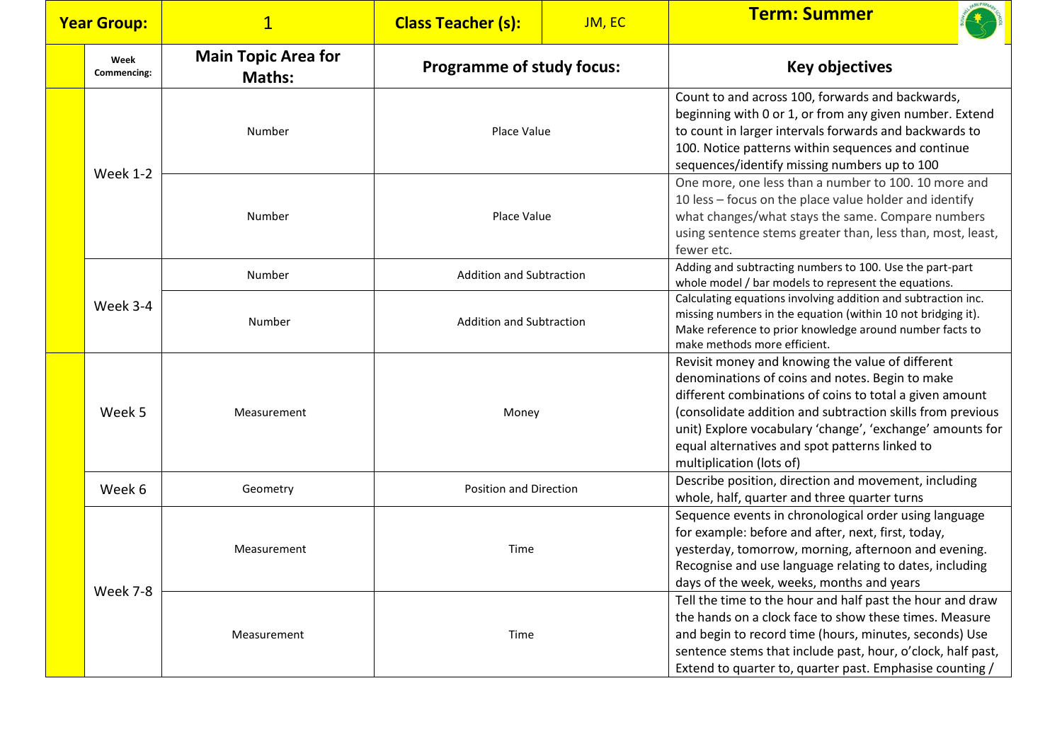| Year Group: | 1 | Class Teacher (s): | JM, EC | Term: Summer |
|---|---|---|---|---|
| Week Commencing: | Main Topic Area for Maths: | Programme of study focus: | | Key objectives |
| Week 1-2 | Number | Place Value | | Count to and across 100, forwards and backwards, beginning with 0 or 1, or from any given number. Extend to count in larger intervals forwards and backwards to 100. Notice patterns within sequences and continue sequences/identify missing numbers up to 100 |
| | Number | Place Value | | One more, one less than a number to 100. 10 more and 10 less – focus on the place value holder and identify what changes/what stays the same. Compare numbers using sentence stems greater than, less than, most, least, fewer etc. |
| Week 3-4 | Number | Addition and Subtraction | | Adding and subtracting numbers to 100. Use the part-part whole model / bar models to represent the equations. |
| | Number | Addition and Subtraction | | Calculating equations involving addition and subtraction inc. missing numbers in the equation (within 10 not bridging it). Make reference to prior knowledge around number facts to make methods more efficient. |
| Week 5 | Measurement | Money | | Revisit money and knowing the value of different denominations of coins and notes. Begin to make different combinations of coins to total a given amount (consolidate addition and subtraction skills from previous unit) Explore vocabulary 'change', 'exchange' amounts for equal alternatives and spot patterns linked to multiplication (lots of) |
| Week 6 | Geometry | Position and Direction | | Describe position, direction and movement, including whole, half, quarter and three quarter turns |
| Week 7-8 | Measurement | Time | | Sequence events in chronological order using language for example: before and after, next, first, today, yesterday, tomorrow, morning, afternoon and evening. Recognise and use language relating to dates, including days of the week, weeks, months and years |
| | Measurement | Time | | Tell the time to the hour and half past the hour and draw the hands on a clock face to show these times. Measure and begin to record time (hours, minutes, seconds) Use sentence stems that include past, hour, o'clock, half past, Extend to quarter to, quarter past. Emphasise counting / |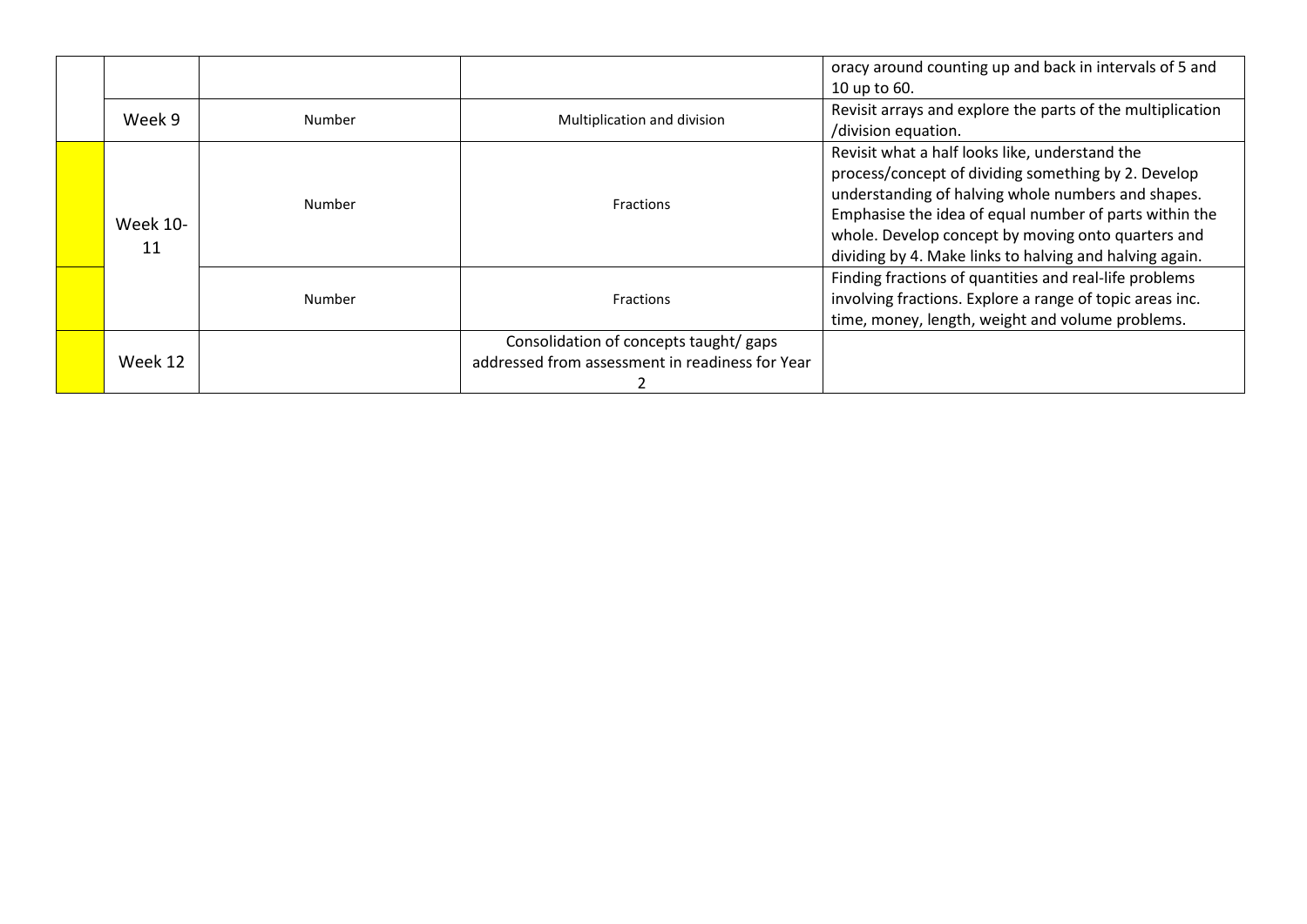| | | | | |
|---|---|---|---|---|
| | | | | oracy around counting up and back in intervals of 5 and 10 up to 60. |
| | Week 9 | Number | Multiplication and division | Revisit arrays and explore the parts of the multiplication /division equation. |
| | Week 10-11 | Number | Fractions | Revisit what a half looks like, understand the process/concept of dividing something by 2. Develop understanding of halving whole numbers and shapes. Emphasise the idea of equal number of parts within the whole. Develop concept by moving onto quarters and dividing by 4. Make links to halving and halving again. |
| | | Number | Fractions | Finding fractions of quantities and real-life problems involving fractions. Explore a range of topic areas inc. time, money, length, weight and volume problems. |
| | Week 12 | | Consolidation of concepts taught/ gaps addressed from assessment in readiness for Year 2 | |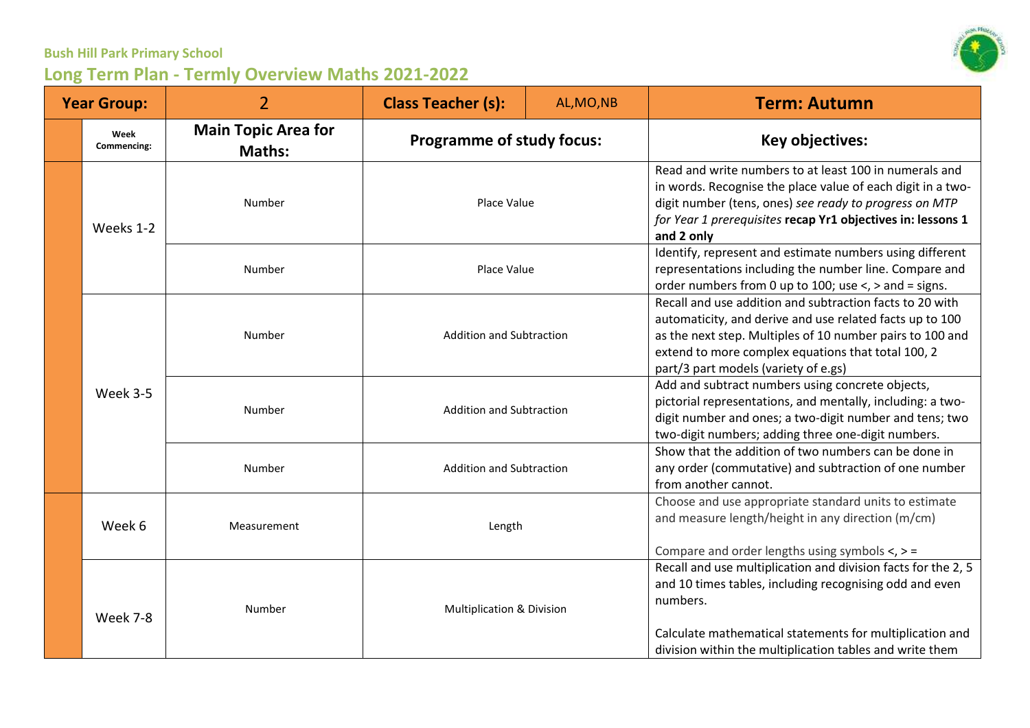**Bush Hill Park Primary School**

## Long Term Plan - Termly Overview Maths 2021-2022

| **Year Group:** | | 2 | **Class Teacher (s):** | AL,MO,NB | **Term: Autumn** |
|---|---|---|---|---|---|
| | **Week Commencing:** | **Main Topic Area for Maths:** | **Programme of study focus:** | | **Key objectives:** |
| | Weeks 1-2 | Number | Place Value | | Read and write numbers to at least 100 in numerals and in words. Recognise the place value of each digit in a two-digit number (tens, ones) *see ready to progress on MTP for Year 1 prerequisites* **recap Yr1 objectives in: lessons 1 and 2 only** |
| | | Number | Place Value | | Identify, represent and estimate numbers using different representations including the number line. Compare and order numbers from 0 up to 100; use <, > and = signs. |
| | Week 3-5 | Number | Addition and Subtraction | | Recall and use addition and subtraction facts to 20 with automaticity, and derive and use related facts up to 100 as the next step. Multiples of 10 number pairs to 100 and extend to more complex equations that total 100, 2 part/3 part models (variety of e.gs) |
| | | Number | Addition and Subtraction | | Add and subtract numbers using concrete objects, pictorial representations, and mentally, including: a two-digit number and ones; a two-digit number and tens; two two-digit numbers; adding three one-digit numbers. |
| | | Number | Addition and Subtraction | | Show that the addition of two numbers can be done in any order (commutative) and subtraction of one number from another cannot. |
| | Week 6 | Measurement | Length | | Choose and use appropriate standard units to estimate and measure length/height in any direction (m/cm)<br><br>Compare and order lengths using symbols <, > = |
| | Week 7-8 | Number | Multiplication & Division | | Recall and use multiplication and division facts for the 2, 5 and 10 times tables, including recognising odd and even numbers.<br><br>Calculate mathematical statements for multiplication and division within the multiplication tables and write them |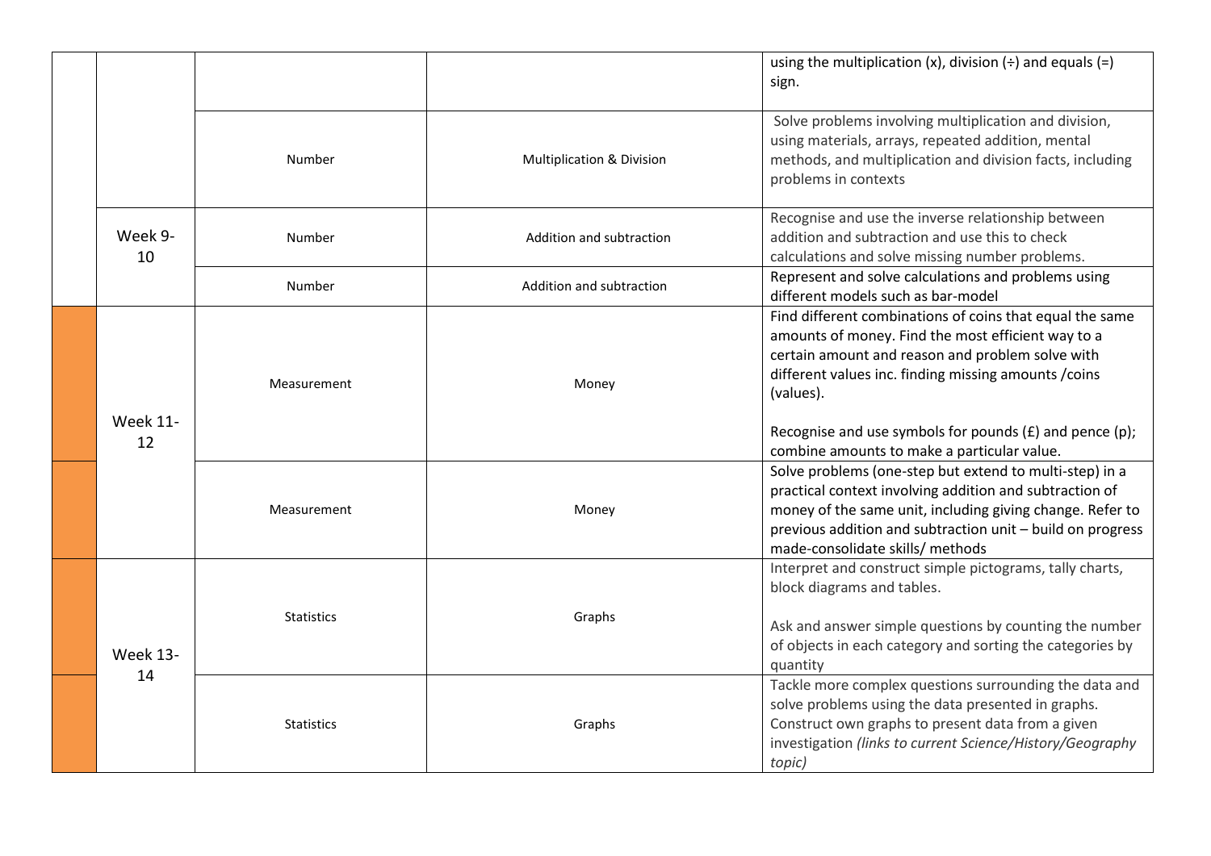| | | | | |
|---|---|---|---|---|
| | | | | using the multiplication (x), division (÷) and equals (=) sign. |
| | | Number | Multiplication & Division | Solve problems involving multiplication and division, using materials, arrays, repeated addition, mental methods, and multiplication and division facts, including problems in contexts |
| | Week 9-10 | Number | Addition and subtraction | Recognise and use the inverse relationship between addition and subtraction and use this to check calculations and solve missing number problems. |
| | | Number | Addition and subtraction | Represent and solve calculations and problems using different models such as bar-model |
| | Week 11-12 | Measurement | Money | Find different combinations of coins that equal the same amounts of money. Find the most efficient way to a certain amount and reason and problem solve with different values inc. finding missing amounts /coins (values).<br><br>Recognise and use symbols for pounds (£) and pence (p); combine amounts to make a particular value. |
| | | Measurement | Money | Solve problems (one-step but extend to multi-step) in a practical context involving addition and subtraction of money of the same unit, including giving change. Refer to previous addition and subtraction unit – build on progress made-consolidate skills/ methods |
| | Week 13-14 | Statistics | Graphs | Interpret and construct simple pictograms, tally charts, block diagrams and tables.<br><br>Ask and answer simple questions by counting the number of objects in each category and sorting the categories by quantity |
| | | Statistics | Graphs | Tackle more complex questions surrounding the data and solve problems using the data presented in graphs. Construct own graphs to present data from a given investigation *(links to current Science/History/Geography topic)* |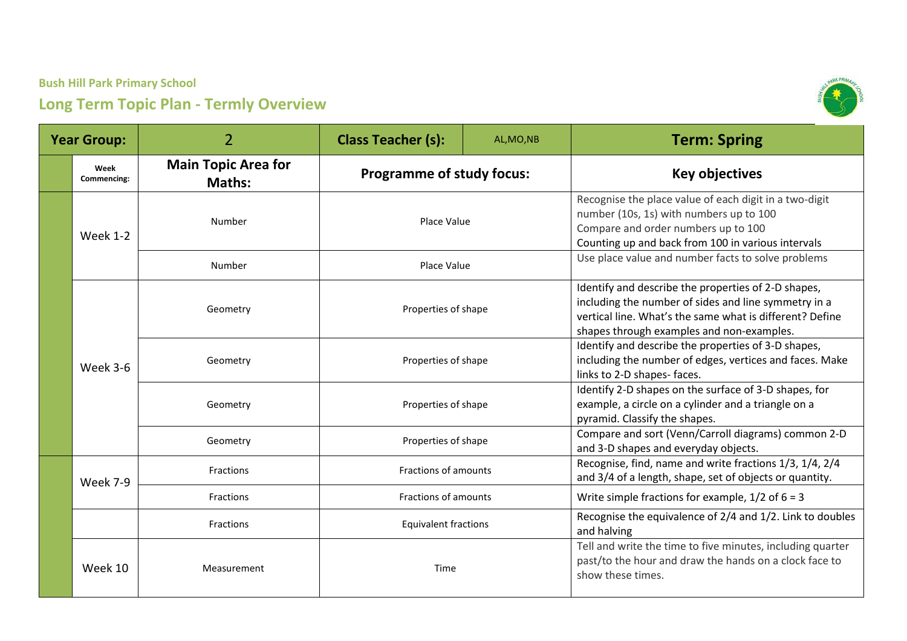Bush Hill Park Primary School

## Long Term Topic Plan - Termly Overview

| Year Group: | 2 | Class Teacher (s): AL,MO,NB | Term: Spring |
|---|---|---|---|
| **Week Commencing:** | **Main Topic Area for Maths:** | **Programme of study focus:** | **Key objectives** |
| Week 1-2 | Number | Place Value | Recognise the place value of each digit in a two-digit number (10s, 1s) with numbers up to 100<br>Compare and order numbers up to 100<br>Counting up and back from 100 in various intervals |
| | Number | Place Value | Use place value and number facts to solve problems |
| Week 3-6 | Geometry | Properties of shape | Identify and describe the properties of 2-D shapes, including the number of sides and line symmetry in a vertical line. What's the same what is different? Define shapes through examples and non-examples. |
| | Geometry | Properties of shape | Identify and describe the properties of 3-D shapes, including the number of edges, vertices and faces. Make links to 2-D shapes- faces. |
| | Geometry | Properties of shape | Identify 2-D shapes on the surface of 3-D shapes, for example, a circle on a cylinder and a triangle on a pyramid. Classify the shapes. |
| | Geometry | Properties of shape | Compare and sort (Venn/Carroll diagrams) common 2-D and 3-D shapes and everyday objects. |
| Week 7-9 | Fractions | Fractions of amounts | Recognise, find, name and write fractions 1/3, 1/4, 2/4 and 3/4 of a length, shape, set of objects or quantity. |
| | Fractions | Fractions of amounts | Write simple fractions for example, 1/2 of 6 = 3 |
| | Fractions | Equivalent fractions | Recognise the equivalence of 2/4 and 1/2. Link to doubles and halving |
| Week 10 | Measurement | Time | Tell and write the time to five minutes, including quarter past/to the hour and draw the hands on a clock face to show these times. |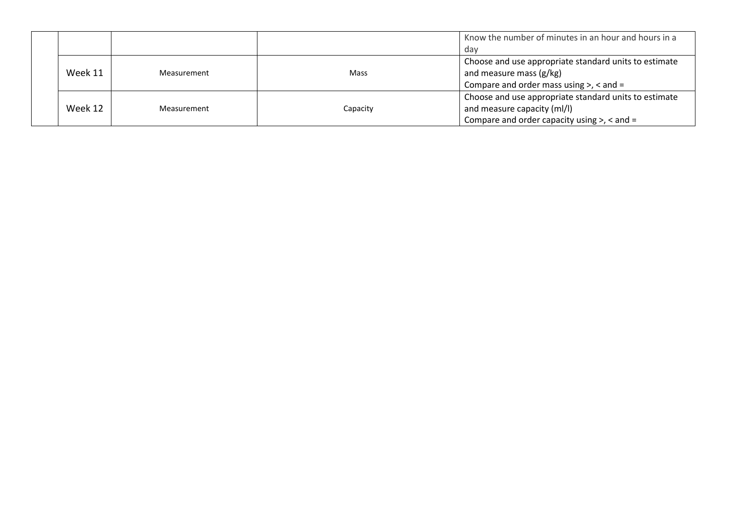| | | | | |
|---|---|---|---|---|
| | | | | Know the number of minutes in an hour and hours in a day |
| | Week 11 | Measurement | Mass | Choose and use appropriate standard units to estimate and measure mass (g/kg)<br>Compare and order mass using >, < and = |
| | Week 12 | Measurement | Capacity | Choose and use appropriate standard units to estimate and measure capacity (ml/l)<br>Compare and order capacity using >, < and = |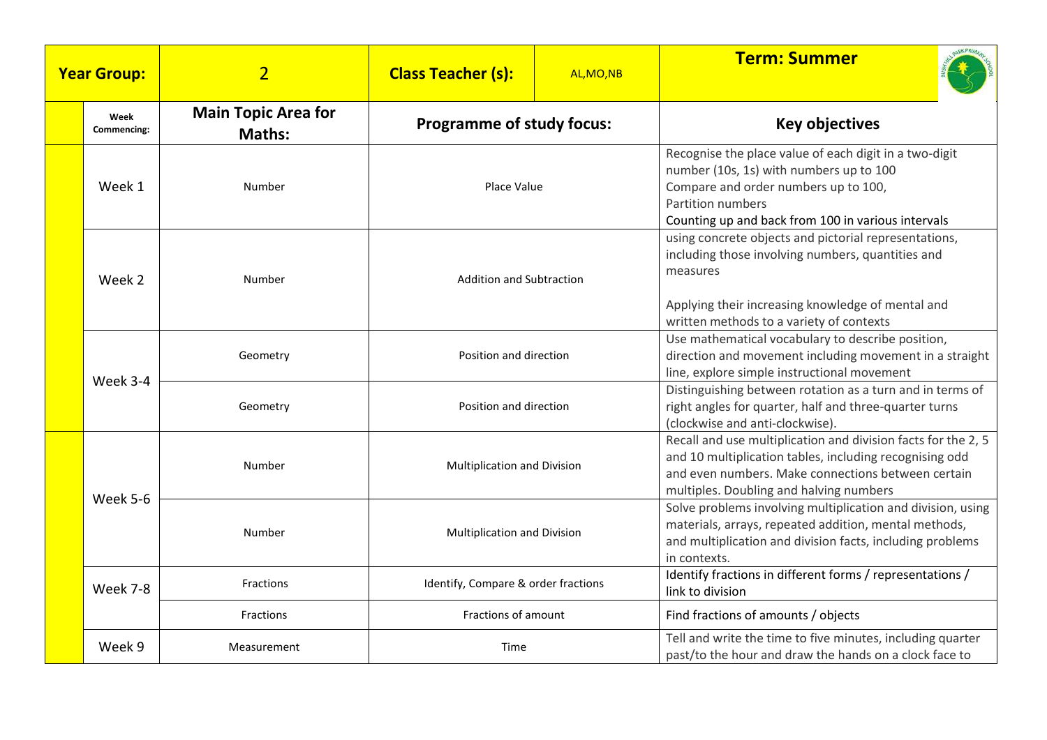| Year Group: | 2 | Class Teacher (s): | AL,MO,NB | Term: Summer |
|---|---|---|---|---|
| **Week Commencing:** | **Main Topic Area for Maths:** | **Programme of study focus:** | | **Key objectives** |
| Week 1 | Number | Place Value | | Recognise the place value of each digit in a two-digit number (10s, 1s) with numbers up to 100<br>Compare and order numbers up to 100,<br>Partition numbers<br>Counting up and back from 100 in various intervals |
| Week 2 | Number | Addition and Subtraction | | using concrete objects and pictorial representations, including those involving numbers, quantities and measures<br><br>Applying their increasing knowledge of mental and written methods to a variety of contexts |
| Week 3-4 | Geometry | Position and direction | | Use mathematical vocabulary to describe position, direction and movement including movement in a straight line, explore simple instructional movement |
| | Geometry | Position and direction | | Distinguishing between rotation as a turn and in terms of right angles for quarter, half and three-quarter turns (clockwise and anti-clockwise). |
| Week 5-6 | Number | Multiplication and Division | | Recall and use multiplication and division facts for the 2, 5 and 10 multiplication tables, including recognising odd and even numbers. Make connections between certain multiples. Doubling and halving numbers |
| | Number | Multiplication and Division | | Solve problems involving multiplication and division, using materials, arrays, repeated addition, mental methods, and multiplication and division facts, including problems in contexts. |
| Week 7-8 | Fractions | Identify, Compare & order fractions | | Identify fractions in different forms / representations / link to division |
| | Fractions | Fractions of amount | | Find fractions of amounts / objects |
| Week 9 | Measurement | Time | | Tell and write the time to five minutes, including quarter past/to the hour and draw the hands on a clock face to |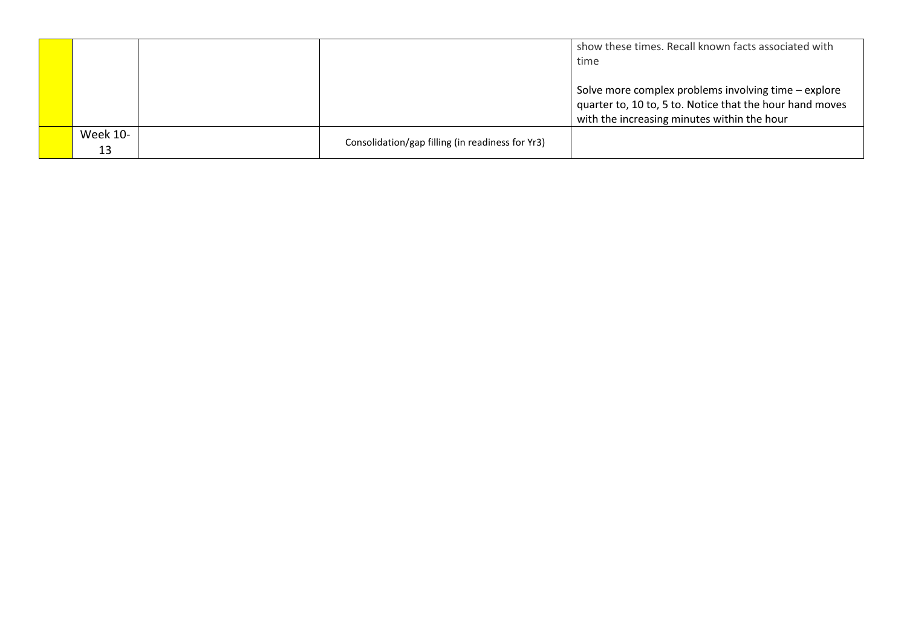| | | | | |
|---|---|---|---|---|
| | | | | show these times. Recall known facts associated with time<br><br>Solve more complex problems involving time – explore quarter to, 10 to, 5 to. Notice that the hour hand moves with the increasing minutes within the hour |
| | Week 10-13 | | Consolidation/gap filling (in readiness for Yr3) | |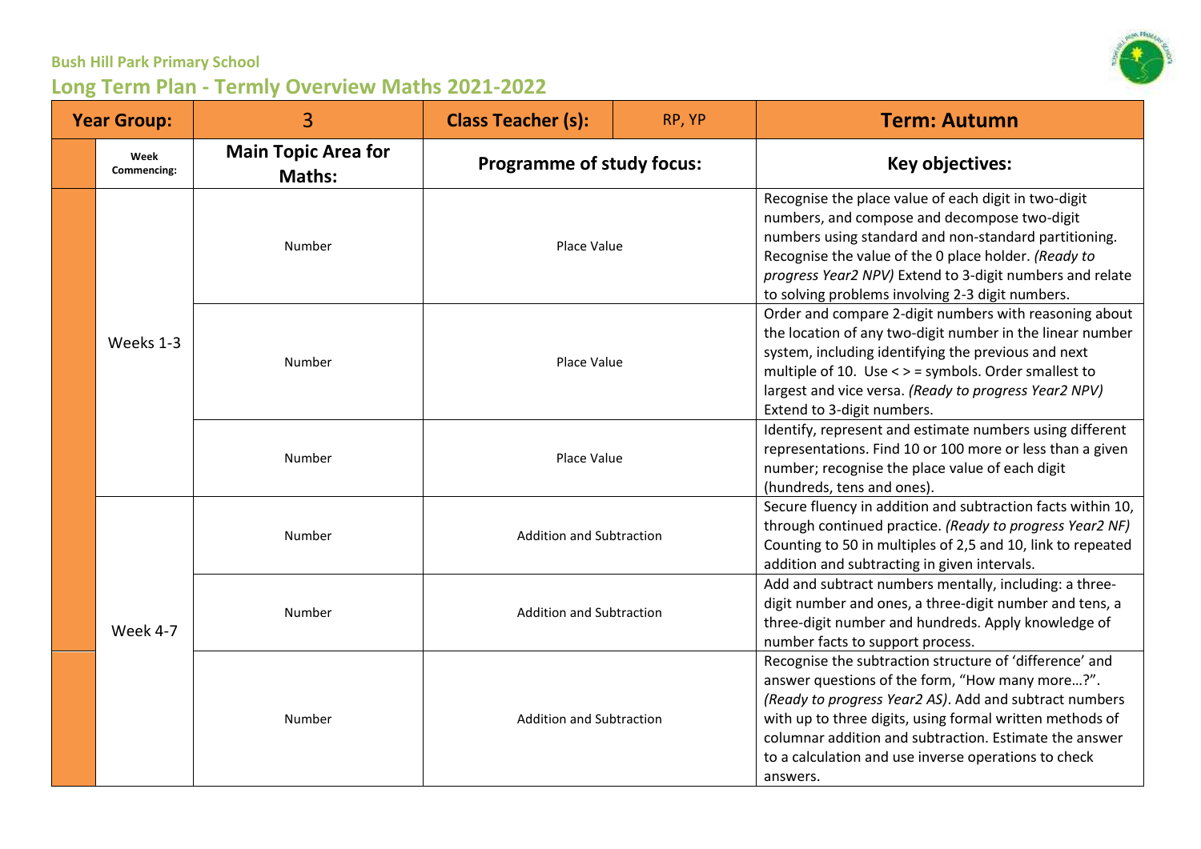**Bush Hill Park Primary School**

## Long Term Plan - Termly Overview Maths 2021-2022

| Year Group: | | 3 | Class Teacher (s): | RP, YP | Term: Autumn |
|---|---|---|---|---|---|
| | **Week Commencing:** | **Main Topic Area for Maths:** | **Programme of study focus:** | | **Key objectives:** |
| | Weeks 1-3 | Number | Place Value | | Recognise the place value of each digit in two-digit numbers, and compose and decompose two-digit numbers using standard and non-standard partitioning. Recognise the value of the 0 place holder. *(Ready to progress Year2 NPV)* Extend to 3-digit numbers and relate to solving problems involving 2-3 digit numbers. |
| | | Number | Place Value | | Order and compare 2-digit numbers with reasoning about the location of any two-digit number in the linear number system, including identifying the previous and next multiple of 10. Use < > = symbols. Order smallest to largest and vice versa. *(Ready to progress Year2 NPV)* Extend to 3-digit numbers. |
| | | Number | Place Value | | Identify, represent and estimate numbers using different representations. Find 10 or 100 more or less than a given number; recognise the place value of each digit (hundreds, tens and ones). |
| | Week 4-7 | Number | Addition and Subtraction | | Secure fluency in addition and subtraction facts within 10, through continued practice. *(Ready to progress Year2 NF)* Counting to 50 in multiples of 2,5 and 10, link to repeated addition and subtracting in given intervals. |
| | | Number | Addition and Subtraction | | Add and subtract numbers mentally, including: a three-digit number and ones, a three-digit number and tens, a three-digit number and hundreds. Apply knowledge of number facts to support process. |
| | | Number | Addition and Subtraction | | Recognise the subtraction structure of 'difference' and answer questions of the form, "How many more…?". *(Ready to progress Year2 AS)*. Add and subtract numbers with up to three digits, using formal written methods of columnar addition and subtraction. Estimate the answer to a calculation and use inverse operations to check answers. |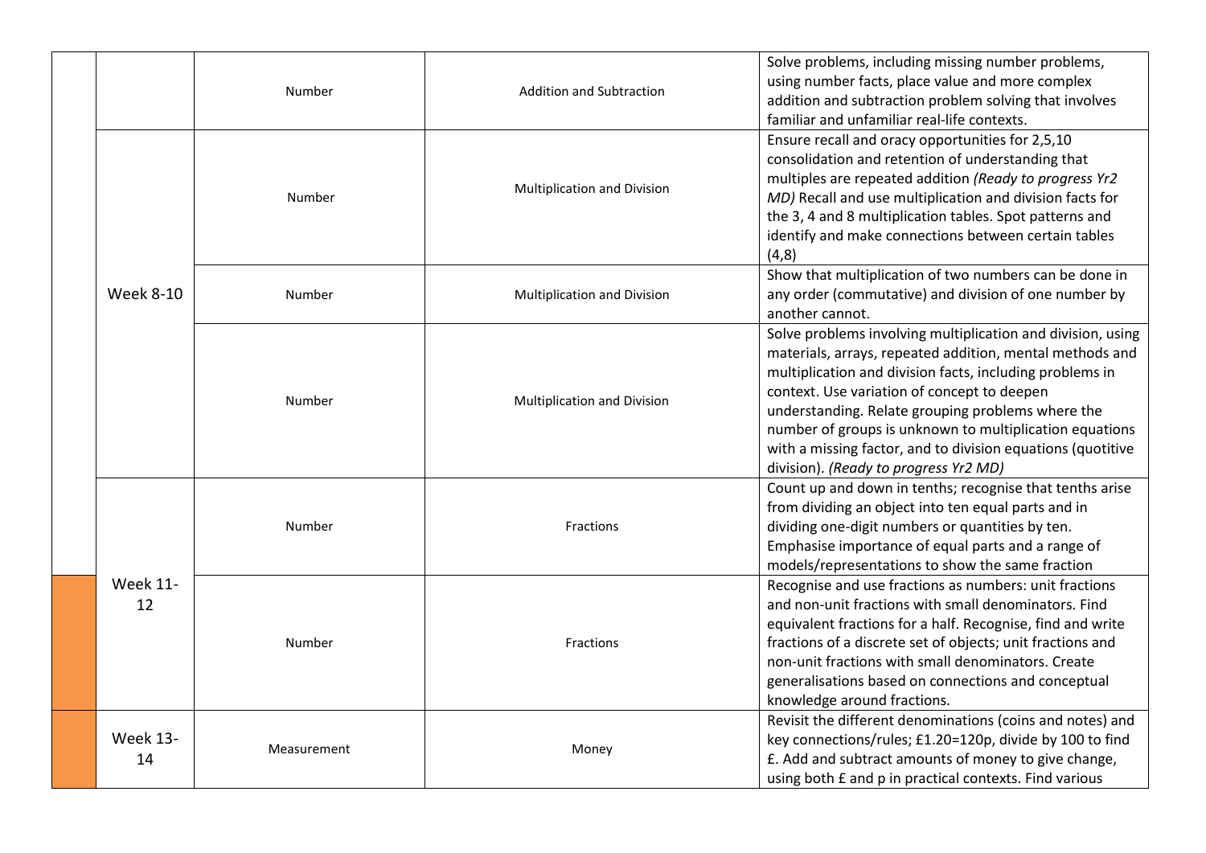| | | | | |
|---|---|---|---|---|
| | | Number | Addition and Subtraction | Solve problems, including missing number problems, using number facts, place value and more complex addition and subtraction problem solving that involves familiar and unfamiliar real-life contexts. |
| | Week 8-10 | Number | Multiplication and Division | Ensure recall and oracy opportunities for 2,5,10 consolidation and retention of understanding that multiples are repeated addition *(Ready to progress Yr2 MD)* Recall and use multiplication and division facts for the 3, 4 and 8 multiplication tables. Spot patterns and identify and make connections between certain tables (4,8) |
| | | Number | Multiplication and Division | Show that multiplication of two numbers can be done in any order (commutative) and division of one number by another cannot. |
| | | Number | Multiplication and Division | Solve problems involving multiplication and division, using materials, arrays, repeated addition, mental methods and multiplication and division facts, including problems in context. Use variation of concept to deepen understanding. Relate grouping problems where the number of groups is unknown to multiplication equations with a missing factor, and to division equations (quotitive division). *(Ready to progress Yr2 MD)* |
| | Week 11-12 | Number | Fractions | Count up and down in tenths; recognise that tenths arise from dividing an object into ten equal parts and in dividing one-digit numbers or quantities by ten. Emphasise importance of equal parts and a range of models/representations to show the same fraction |
| | | Number | Fractions | Recognise and use fractions as numbers: unit fractions and non-unit fractions with small denominators. Find equivalent fractions for a half. Recognise, find and write fractions of a discrete set of objects; unit fractions and non-unit fractions with small denominators. Create generalisations based on connections and conceptual knowledge around fractions. |
| | Week 13-14 | Measurement | Money | Revisit the different denominations (coins and notes) and key connections/rules; £1.20=120p, divide by 100 to find £. Add and subtract amounts of money to give change, using both £ and p in practical contexts. Find various |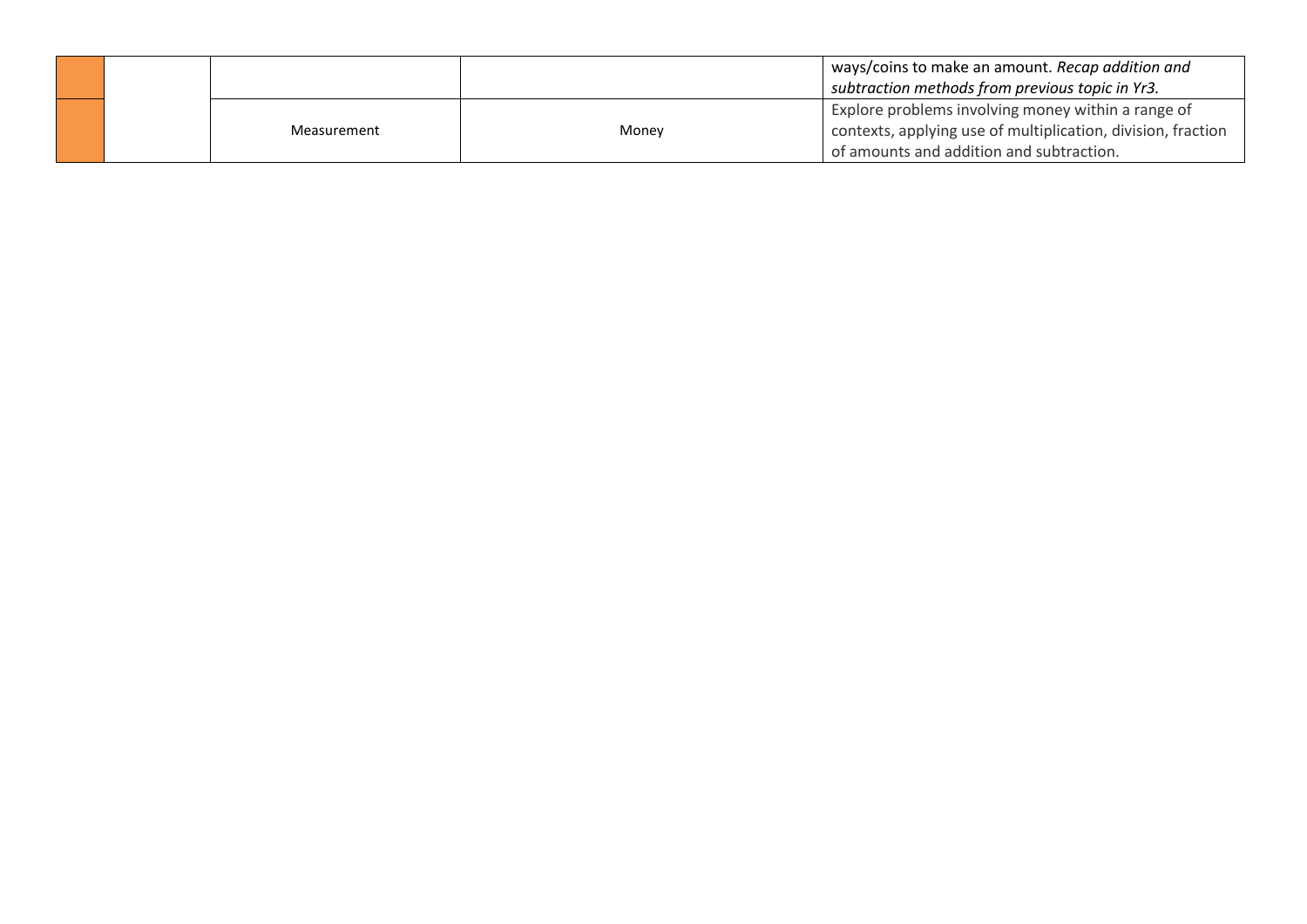| | | | | |
|---|---|---|---|---|
| | | | | ways/coins to make an amount. *Recap addition and subtraction methods from previous topic in Yr3.* |
| | | Measurement | Money | Explore problems involving money within a range of contexts, applying use of multiplication, division, fraction of amounts and addition and subtraction. |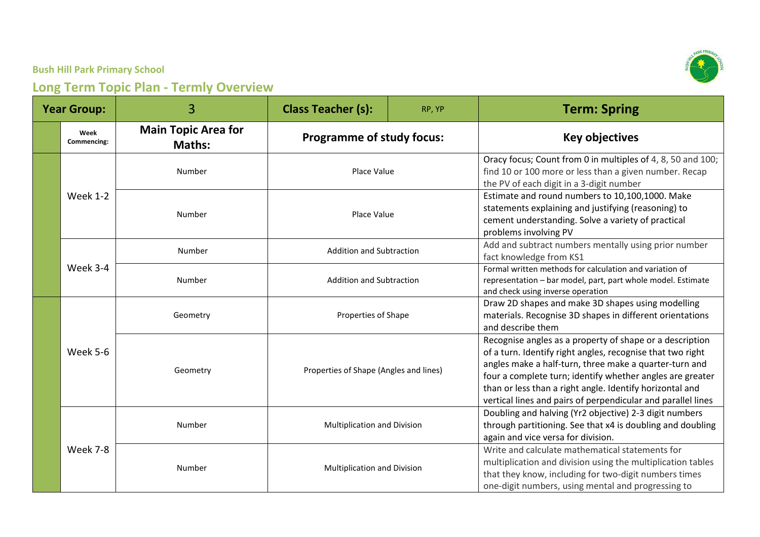**Bush Hill Park Primary School**

## Long Term Topic Plan - Termly Overview

| Year Group: | | 3 | Class Teacher (s): | RP, YP | Term: Spring |
|---|---|---|---|---|---|
| | Week Commencing: | Main Topic Area for Maths: | Programme of study focus: | | Key objectives |
| | Week 1-2 | Number | Place Value | | Oracy focus; Count from 0 in multiples of 4, 8, 50 and 100; find 10 or 100 more or less than a given number. Recap the PV of each digit in a 3-digit number |
| | | Number | Place Value | | Estimate and round numbers to 10,100,1000. Make statements explaining and justifying (reasoning) to cement understanding. Solve a variety of practical problems involving PV |
| | Week 3-4 | Number | Addition and Subtraction | | Add and subtract numbers mentally using prior number fact knowledge from KS1 |
| | | Number | Addition and Subtraction | | Formal written methods for calculation and variation of representation – bar model, part, part whole model. Estimate and check using inverse operation |
| | Week 5-6 | Geometry | Properties of Shape | | Draw 2D shapes and make 3D shapes using modelling materials. Recognise 3D shapes in different orientations and describe them |
| | | Geometry | Properties of Shape (Angles and lines) | | Recognise angles as a property of shape or a description of a turn. Identify right angles, recognise that two right angles make a half-turn, three make a quarter-turn and four a complete turn; identify whether angles are greater than or less than a right angle. Identify horizontal and vertical lines and pairs of perpendicular and parallel lines |
| | Week 7-8 | Number | Multiplication and Division | | Doubling and halving (Yr2 objective) 2-3 digit numbers through partitioning. See that x4 is doubling and doubling again and vice versa for division. |
| | | Number | Multiplication and Division | | Write and calculate mathematical statements for multiplication and division using the multiplication tables that they know, including for two-digit numbers times one-digit numbers, using mental and progressing to |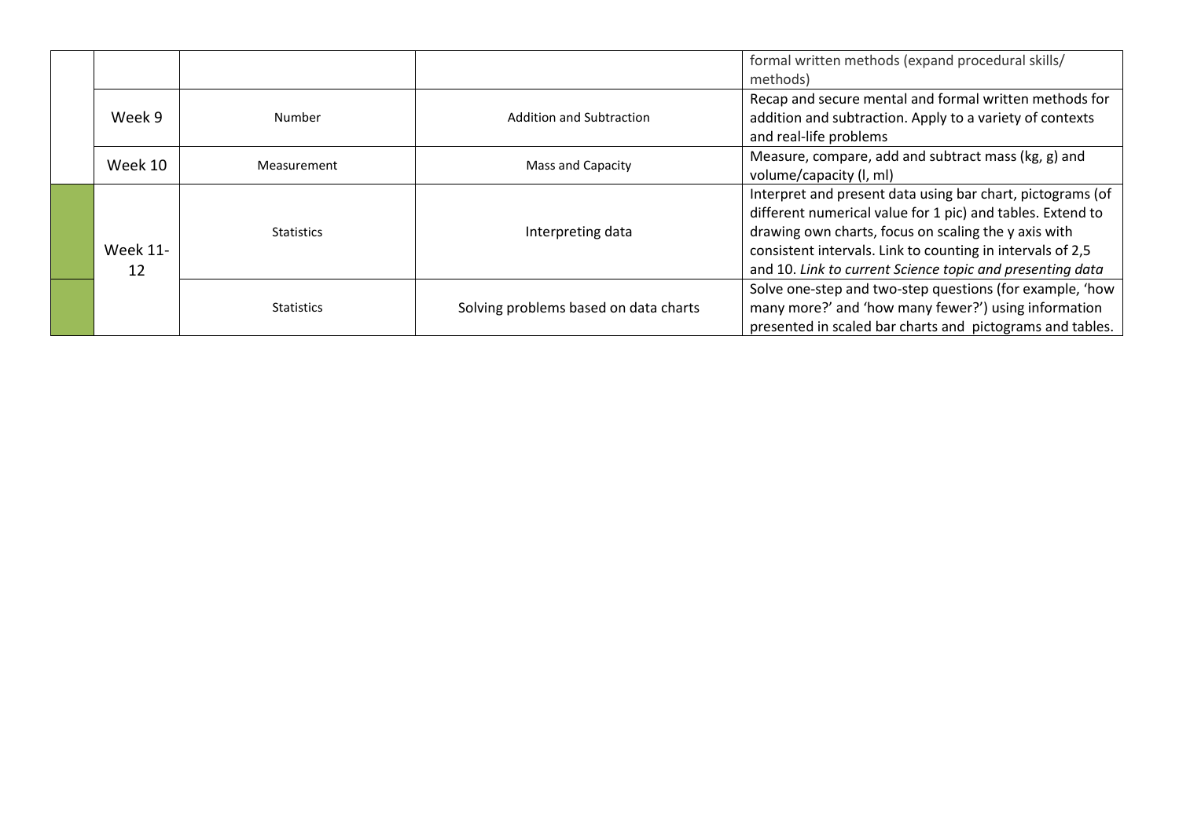| | | | | |
|---|---|---|---|---|
| | | | | formal written methods (expand procedural skills/ methods) |
| | Week 9 | Number | Addition and Subtraction | Recap and secure mental and formal written methods for addition and subtraction. Apply to a variety of contexts and real-life problems |
| | Week 10 | Measurement | Mass and Capacity | Measure, compare, add and subtract mass (kg, g) and volume/capacity (l, ml) |
| | Week 11-12 | Statistics | Interpreting data | Interpret and present data using bar chart, pictograms (of different numerical value for 1 pic) and tables. Extend to drawing own charts, focus on scaling the y axis with consistent intervals. Link to counting in intervals of 2,5 and 10. *Link to current Science topic and presenting data* |
| | | Statistics | Solving problems based on data charts | Solve one-step and two-step questions (for example, 'how many more?' and 'how many fewer?') using information presented in scaled bar charts and pictograms and tables. |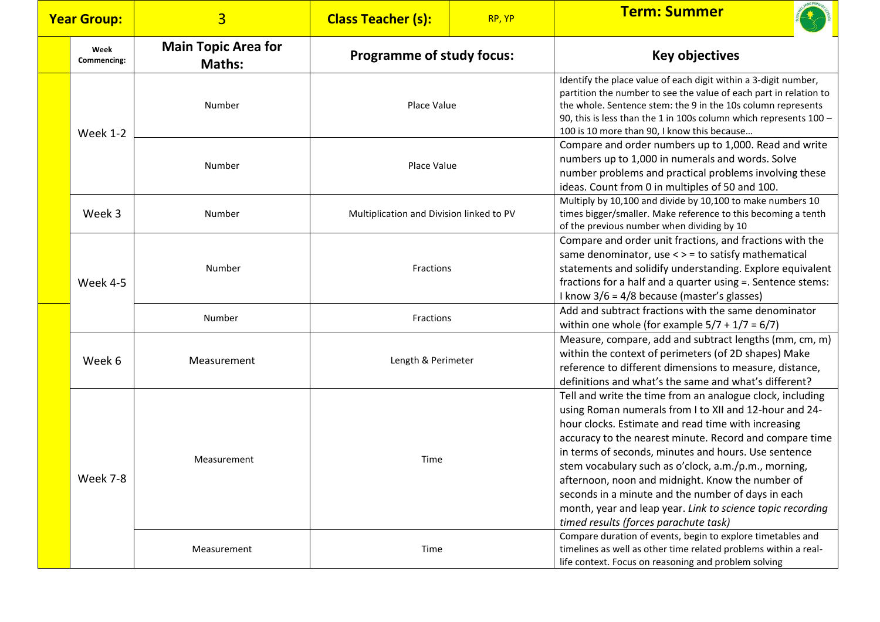| Year Group: | 3 | Class Teacher (s): | RP, YP | Term: Summer |
|---|---|---|---|---|
| Week Commencing: | Main Topic Area for Maths: | Programme of study focus: | | Key objectives |
| Week 1-2 | Number | Place Value | | Identify the place value of each digit within a 3-digit number, partition the number to see the value of each part in relation to the whole. Sentence stem: the 9 in the 10s column represents 90, this is less than the 1 in 100s column which represents 100 – 100 is 10 more than 90, I know this because… |
| | Number | Place Value | | Compare and order numbers up to 1,000. Read and write numbers up to 1,000 in numerals and words. Solve number problems and practical problems involving these ideas. Count from 0 in multiples of 50 and 100. |
| Week 3 | Number | Multiplication and Division linked to PV | | Multiply by 10,100 and divide by 10,100 to make numbers 10 times bigger/smaller. Make reference to this becoming a tenth of the previous number when dividing by 10 |
| Week 4-5 | Number | Fractions | | Compare and order unit fractions, and fractions with the same denominator, use < > = to satisfy mathematical statements and solidify understanding. Explore equivalent fractions for a half and a quarter using =. Sentence stems: I know 3/6 = 4/8 because (master's glasses) |
| | Number | Fractions | | Add and subtract fractions with the same denominator within one whole (for example 5/7 + 1/7 = 6/7) |
| Week 6 | Measurement | Length & Perimeter | | Measure, compare, add and subtract lengths (mm, cm, m) within the context of perimeters (of 2D shapes) Make reference to different dimensions to measure, distance, definitions and what's the same and what's different? |
| Week 7-8 | Measurement | Time | | Tell and write the time from an analogue clock, including using Roman numerals from I to XII and 12-hour and 24-hour clocks. Estimate and read time with increasing accuracy to the nearest minute. Record and compare time in terms of seconds, minutes and hours. Use sentence stem vocabulary such as o'clock, a.m./p.m., morning, afternoon, noon and midnight. Know the number of seconds in a minute and the number of days in each month, year and leap year. *Link to science topic recording timed results (forces parachute task)* |
| | Measurement | Time | | Compare duration of events, begin to explore timetables and timelines as well as other time related problems within a real-life context. Focus on reasoning and problem solving |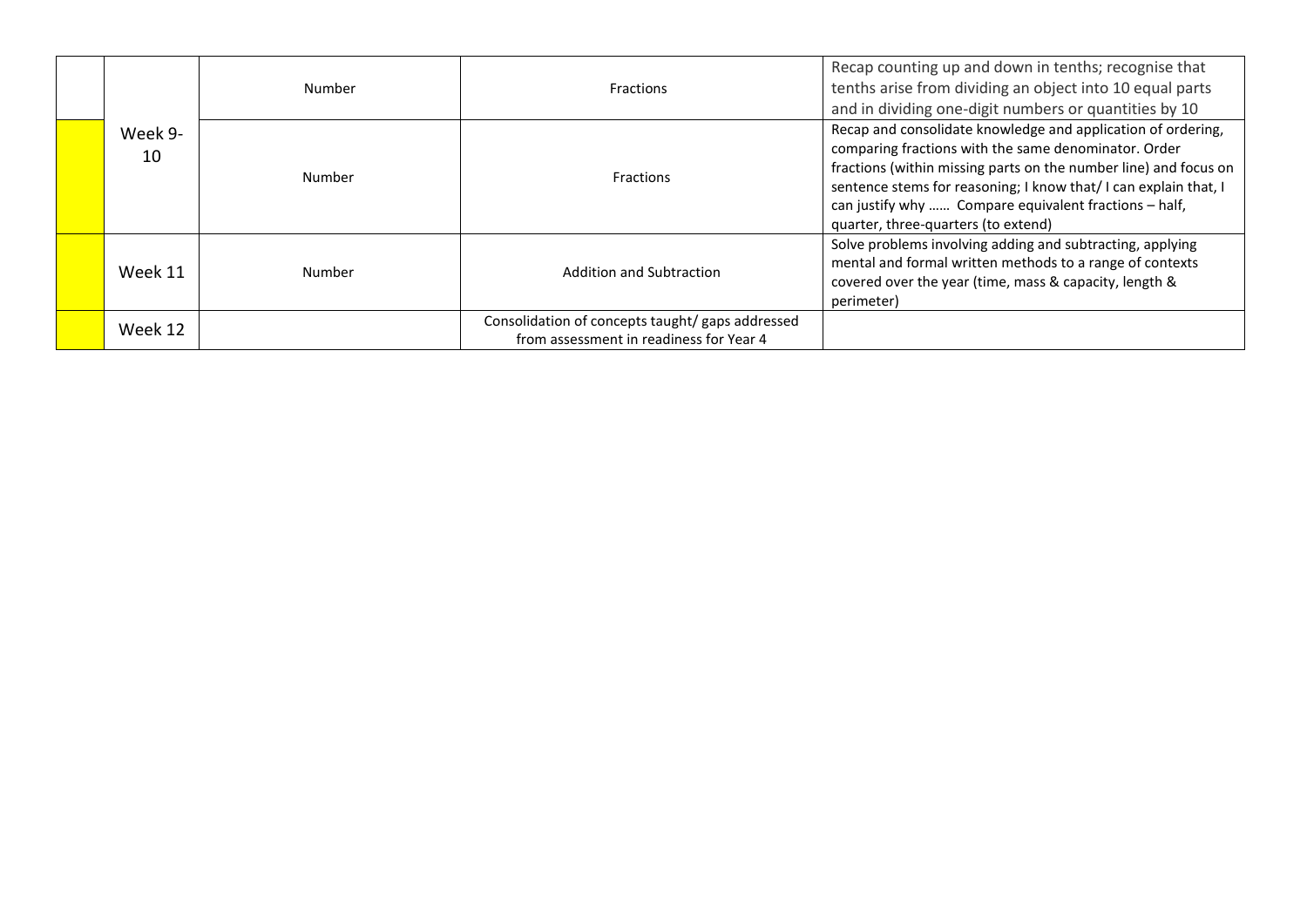| | | | | |
|---|---|---|---|---|
| | Week 9-10 | Number | Fractions | Recap counting up and down in tenths; recognise that tenths arise from dividing an object into 10 equal parts and in dividing one-digit numbers or quantities by 10 |
| | | Number | Fractions | Recap and consolidate knowledge and application of ordering, comparing fractions with the same denominator. Order fractions (within missing parts on the number line) and focus on sentence stems for reasoning; I know that/ I can explain that, I can justify why …… Compare equivalent fractions – half, quarter, three-quarters (to extend) |
| | Week 11 | Number | Addition and Subtraction | Solve problems involving adding and subtracting, applying mental and formal written methods to a range of contexts covered over the year (time, mass & capacity, length & perimeter) |
| | Week 12 | | Consolidation of concepts taught/ gaps addressed from assessment in readiness for Year 4 | |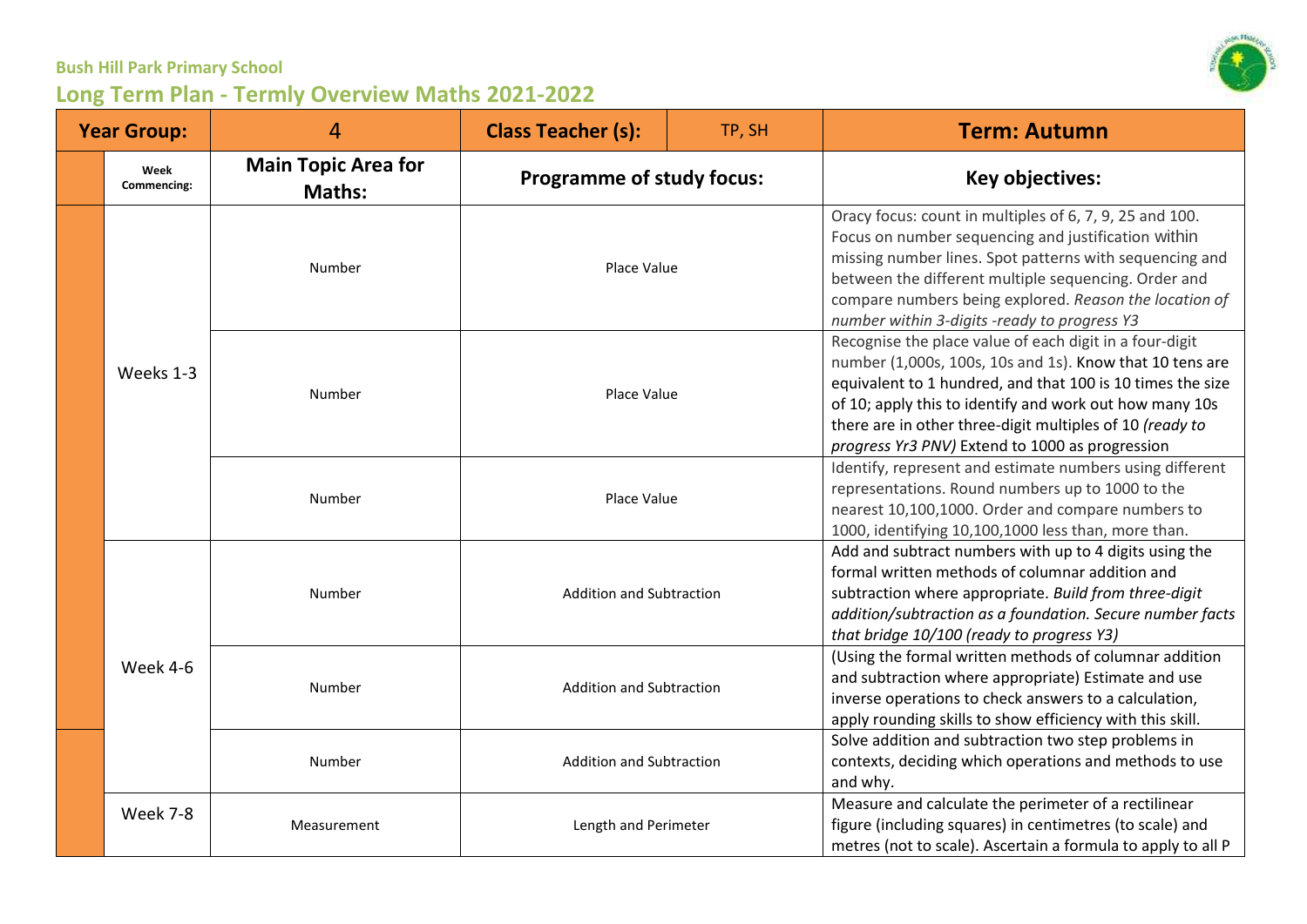**Bush Hill Park Primary School**

## Long Term Plan - Termly Overview Maths 2021-2022

| Year Group: | | 4 | Class Teacher (s): | TP, SH | Term: Autumn |
|---|---|---|---|---|---|
| | Week Commencing: | Main Topic Area for Maths: | Programme of study focus: | | Key objectives: |
| | Weeks 1-3 | Number | Place Value | | Oracy focus: count in multiples of 6, 7, 9, 25 and 100. Focus on number sequencing and justification within missing number lines. Spot patterns with sequencing and between the different multiple sequencing. Order and compare numbers being explored. *Reason the location of number within 3-digits -ready to progress Y3* |
| | | Number | Place Value | | Recognise the place value of each digit in a four-digit number (1,000s, 100s, 10s and 1s). Know that 10 tens are equivalent to 1 hundred, and that 100 is 10 times the size of 10; apply this to identify and work out how many 10s there are in other three-digit multiples of 10 *(ready to progress Yr3 PNV)* Extend to 1000 as progression |
| | | Number | Place Value | | Identify, represent and estimate numbers using different representations. Round numbers up to 1000 to the nearest 10,100,1000. Order and compare numbers to 1000, identifying 10,100,1000 less than, more than. |
| | Week 4-6 | Number | Addition and Subtraction | | Add and subtract numbers with up to 4 digits using the formal written methods of columnar addition and subtraction where appropriate. *Build from three-digit addition/subtraction as a foundation. Secure number facts that bridge 10/100 (ready to progress Y3)* |
| | | Number | Addition and Subtraction | | (Using the formal written methods of columnar addition and subtraction where appropriate) Estimate and use inverse operations to check answers to a calculation, apply rounding skills to show efficiency with this skill. |
| | | Number | Addition and Subtraction | | Solve addition and subtraction two step problems in contexts, deciding which operations and methods to use and why. |
| | Week 7-8 | Measurement | Length and Perimeter | | Measure and calculate the perimeter of a rectilinear figure (including squares) in centimetres (to scale) and metres (not to scale). Ascertain a formula to apply to all P |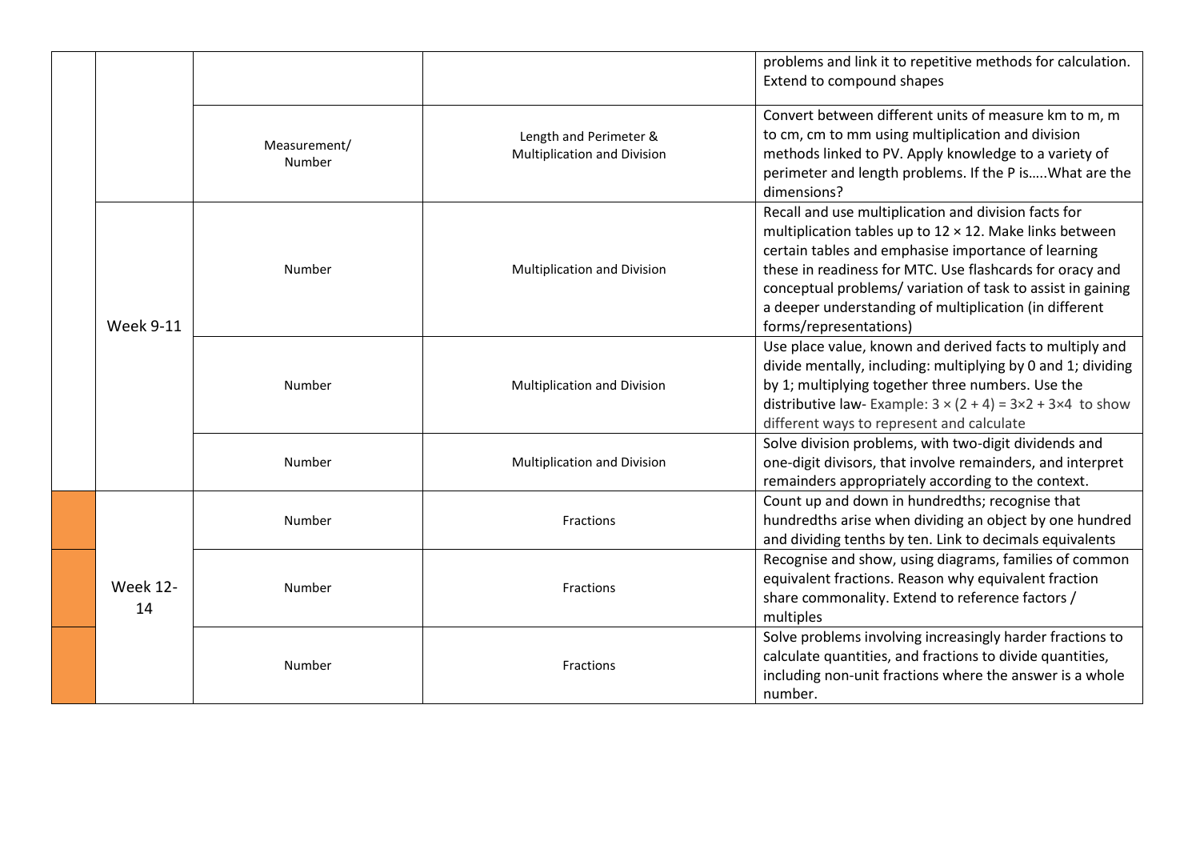| | | | | |
|---|---|---|---|---|
| | | | | problems and link it to repetitive methods for calculation. Extend to compound shapes |
| | | Measurement/ Number | Length and Perimeter & Multiplication and Division | Convert between different units of measure km to m, m to cm, cm to mm using multiplication and division methods linked to PV. Apply knowledge to a variety of perimeter and length problems. If the P is…..What are the dimensions? |
| | Week 9-11 | Number | Multiplication and Division | Recall and use multiplication and division facts for multiplication tables up to 12 × 12. Make links between certain tables and emphasise importance of learning these in readiness for MTC. Use flashcards for oracy and conceptual problems/ variation of task to assist in gaining a deeper understanding of multiplication (in different forms/representations) |
| | | Number | Multiplication and Division | Use place value, known and derived facts to multiply and divide mentally, including: multiplying by 0 and 1; dividing by 1; multiplying together three numbers. Use the distributive law- Example: $3 \times (2 + 4) = 3\times2 + 3\times4$ to show different ways to represent and calculate |
| | | Number | Multiplication and Division | Solve division problems, with two-digit dividends and one-digit divisors, that involve remainders, and interpret remainders appropriately according to the context. |
| | Week 12-14 | Number | Fractions | Count up and down in hundredths; recognise that hundredths arise when dividing an object by one hundred and dividing tenths by ten. Link to decimals equivalents |
| | | Number | Fractions | Recognise and show, using diagrams, families of common equivalent fractions. Reason why equivalent fraction share commonality. Extend to reference factors / multiples |
| | | Number | Fractions | Solve problems involving increasingly harder fractions to calculate quantities, and fractions to divide quantities, including non-unit fractions where the answer is a whole number. |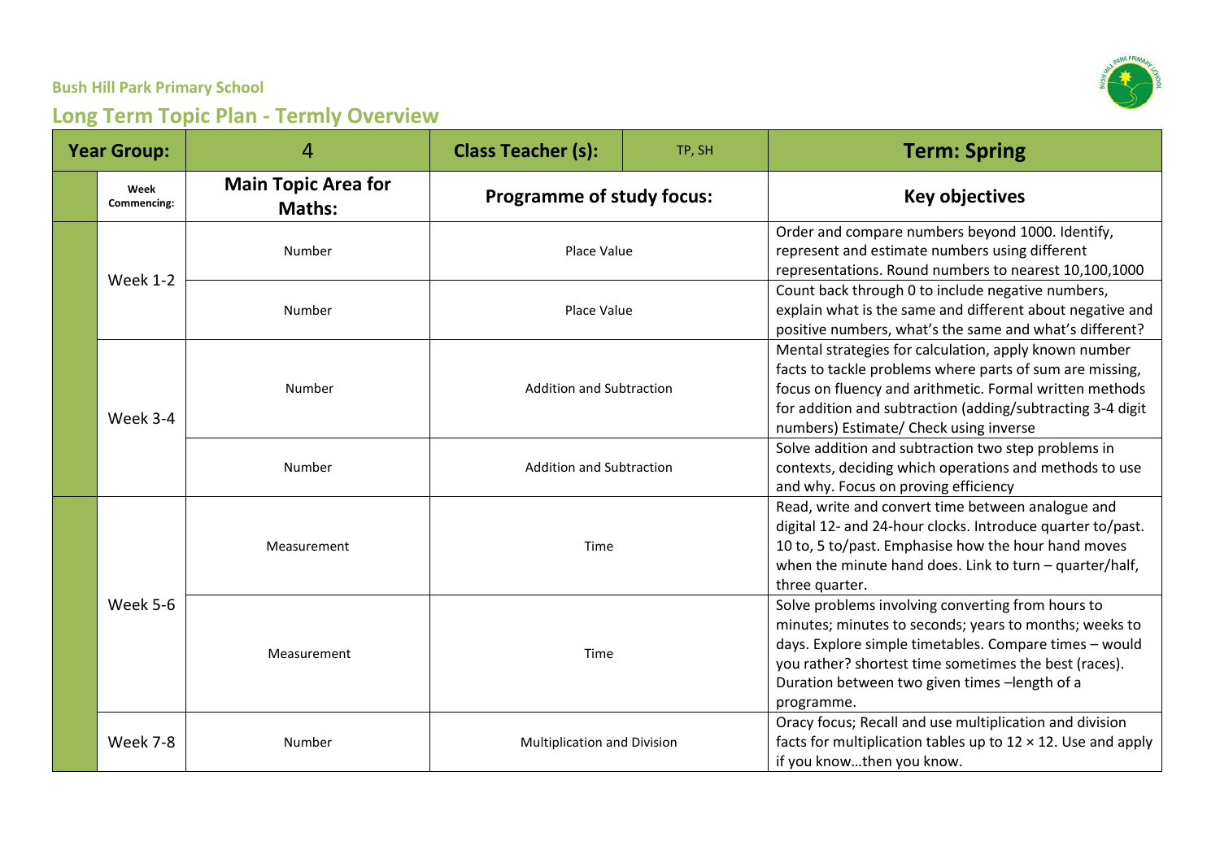**Bush Hill Park Primary School**

## Long Term Topic Plan - Termly Overview

| Year Group: | 4 | Class Teacher (s): | TP, SH | Term: Spring |
|---|---|---|---|---|
| Week Commencing: | Main Topic Area for Maths: | Programme of study focus: | | Key objectives |
| Week 1-2 | Number | Place Value | | Order and compare numbers beyond 1000. Identify, represent and estimate numbers using different representations. Round numbers to nearest 10,100,1000 |
| | Number | Place Value | | Count back through 0 to include negative numbers, explain what is the same and different about negative and positive numbers, what's the same and what's different? |
| Week 3-4 | Number | Addition and Subtraction | | Mental strategies for calculation, apply known number facts to tackle problems where parts of sum are missing, focus on fluency and arithmetic. Formal written methods for addition and subtraction (adding/subtracting 3-4 digit numbers) Estimate/ Check using inverse |
| | Number | Addition and Subtraction | | Solve addition and subtraction two step problems in contexts, deciding which operations and methods to use and why. Focus on proving efficiency |
| Week 5-6 | Measurement | Time | | Read, write and convert time between analogue and digital 12- and 24-hour clocks. Introduce quarter to/past. 10 to, 5 to/past. Emphasise how the hour hand moves when the minute hand does. Link to turn – quarter/half, three quarter. |
| | Measurement | Time | | Solve problems involving converting from hours to minutes; minutes to seconds; years to months; weeks to days. Explore simple timetables. Compare times – would you rather? shortest time sometimes the best (races). Duration between two given times –length of a programme. |
| Week 7-8 | Number | Multiplication and Division | | Oracy focus; Recall and use multiplication and division facts for multiplication tables up to 12 × 12. Use and apply if you know…then you know. |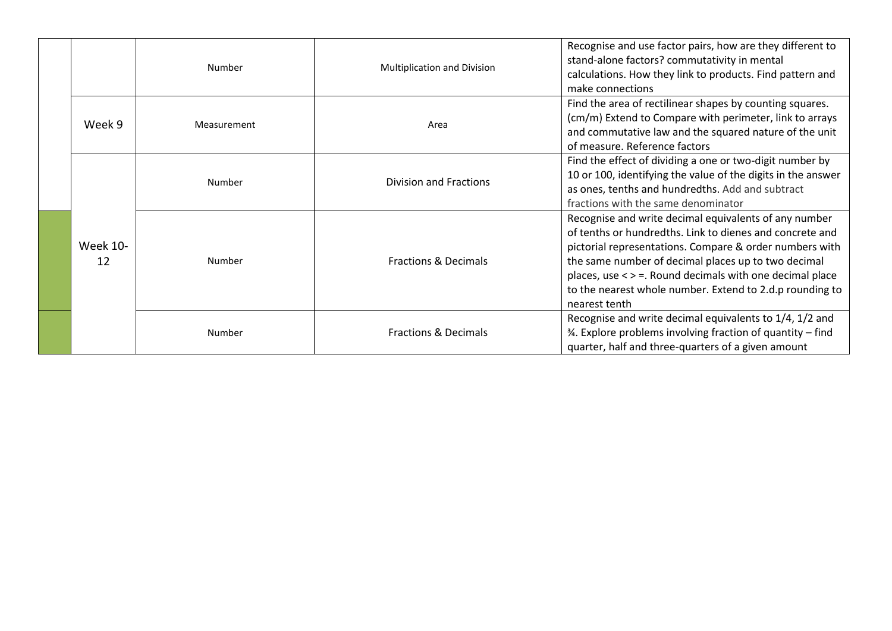| | | | | |
|---|---|---|---|---|
| | | Number | Multiplication and Division | Recognise and use factor pairs, how are they different to stand-alone factors? commutativity in mental calculations. How they link to products. Find pattern and make connections |
| | Week 9 | Measurement | Area | Find the area of rectilinear shapes by counting squares. (cm/m) Extend to Compare with perimeter, link to arrays and commutative law and the squared nature of the unit of measure. Reference factors |
| | Week 10-12 | Number | Division and Fractions | Find the effect of dividing a one or two-digit number by 10 or 100, identifying the value of the digits in the answer as ones, tenths and hundredths. Add and subtract fractions with the same denominator |
| | | Number | Fractions & Decimals | Recognise and write decimal equivalents of any number of tenths or hundredths. Link to dienes and concrete and pictorial representations. Compare & order numbers with the same number of decimal places up to two decimal places, use < > =. Round decimals with one decimal place to the nearest whole number. Extend to 2.d.p rounding to nearest tenth |
| | | Number | Fractions & Decimals | Recognise and write decimal equivalents to 1/4, 1/2 and ¾. Explore problems involving fraction of quantity – find quarter, half and three-quarters of a given amount |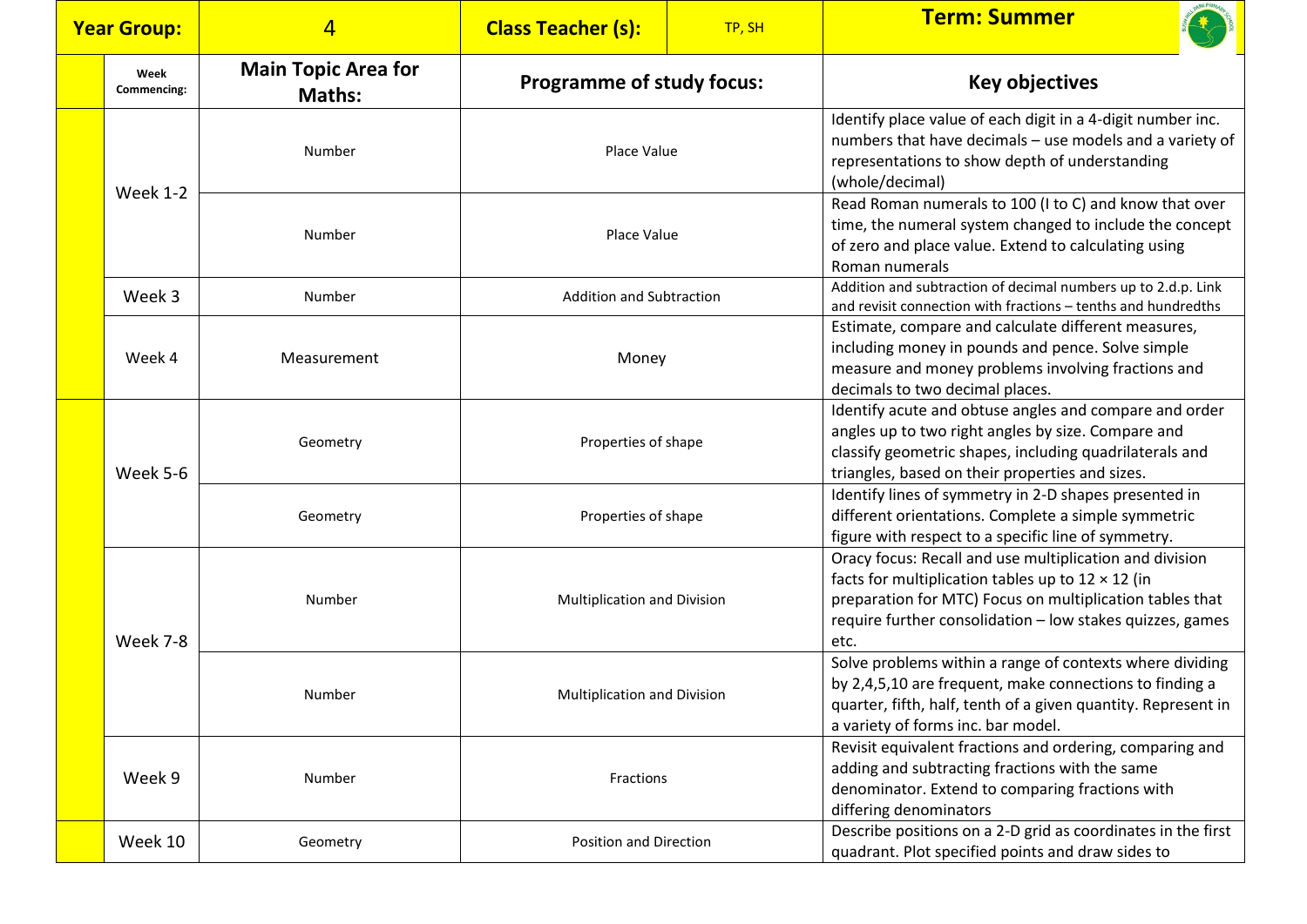| Year Group: | 4 | Class Teacher (s): | TP, SH | Term: Summer |
|---|---|---|---|---|

| | Week Commencing: | Main Topic Area for Maths: | Programme of study focus: | Key objectives |
|---|---|---|---|---|
| | Week 1-2 | Number | Place Value | Identify place value of each digit in a 4-digit number inc. numbers that have decimals – use models and a variety of representations to show depth of understanding (whole/decimal) |
| | | Number | Place Value | Read Roman numerals to 100 (I to C) and know that over time, the numeral system changed to include the concept of zero and place value. Extend to calculating using Roman numerals |
| | Week 3 | Number | Addition and Subtraction | Addition and subtraction of decimal numbers up to 2.d.p. Link and revisit connection with fractions – tenths and hundredths |
| | Week 4 | Measurement | Money | Estimate, compare and calculate different measures, including money in pounds and pence. Solve simple measure and money problems involving fractions and decimals to two decimal places. |
| | Week 5-6 | Geometry | Properties of shape | Identify acute and obtuse angles and compare and order angles up to two right angles by size. Compare and classify geometric shapes, including quadrilaterals and triangles, based on their properties and sizes. |
| | | Geometry | Properties of shape | Identify lines of symmetry in 2-D shapes presented in different orientations. Complete a simple symmetric figure with respect to a specific line of symmetry. |
| | Week 7-8 | Number | Multiplication and Division | Oracy focus: Recall and use multiplication and division facts for multiplication tables up to 12 × 12 (in preparation for MTC) Focus on multiplication tables that require further consolidation – low stakes quizzes, games etc. |
| | | Number | Multiplication and Division | Solve problems within a range of contexts where dividing by 2,4,5,10 are frequent, make connections to finding a quarter, fifth, half, tenth of a given quantity. Represent in a variety of forms inc. bar model. |
| | Week 9 | Number | Fractions | Revisit equivalent fractions and ordering, comparing and adding and subtracting fractions with the same denominator. Extend to comparing fractions with differing denominators |
| | Week 10 | Geometry | Position and Direction | Describe positions on a 2-D grid as coordinates in the first quadrant. Plot specified points and draw sides to |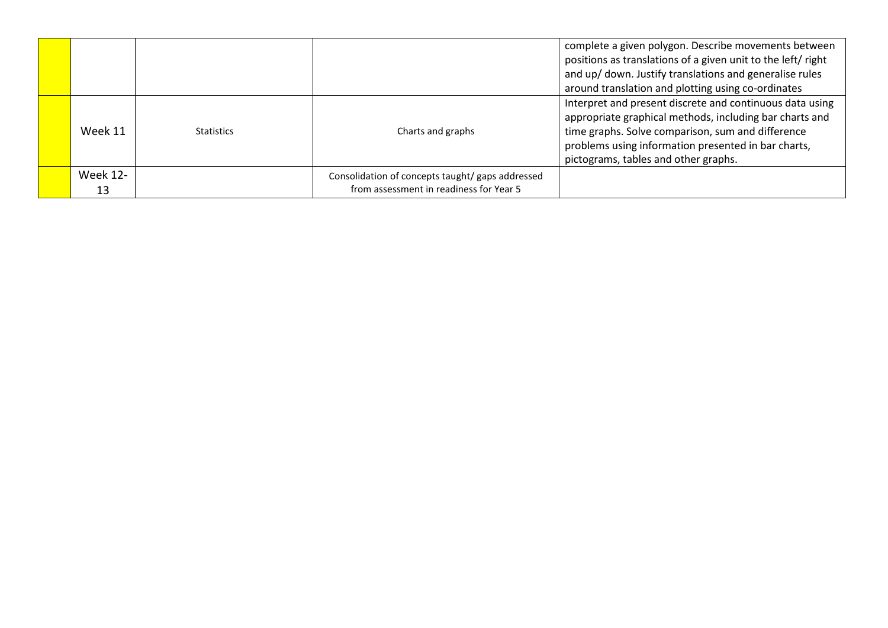| | | | | |
|---|---|---|---|---|
| | | | | complete a given polygon. Describe movements between positions as translations of a given unit to the left/ right and up/ down. Justify translations and generalise rules around translation and plotting using co-ordinates |
| | Week 11 | Statistics | Charts and graphs | Interpret and present discrete and continuous data using appropriate graphical methods, including bar charts and time graphs. Solve comparison, sum and difference problems using information presented in bar charts, pictograms, tables and other graphs. |
| | Week 12-13 | | Consolidation of concepts taught/ gaps addressed from assessment in readiness for Year 5 | |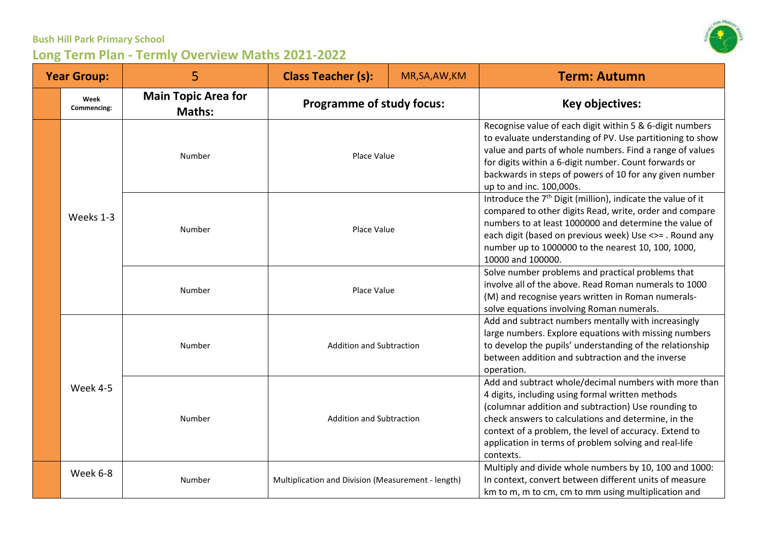**Bush Hill Park Primary School**

## Long Term Plan - Termly Overview Maths 2021-2022

| Year Group: | 5 | Class Teacher (s): | MR,SA,AW,KM | Term: Autumn |
|---|---|---|---|---|
| **Week Commencing:** | **Main Topic Area for Maths:** | **Programme of study focus:** | | **Key objectives:** |
| Weeks 1-3 | Number | Place Value | | Recognise value of each digit within 5 & 6-digit numbers to evaluate understanding of PV. Use partitioning to show value and parts of whole numbers. Find a range of values for digits within a 6-digit number. Count forwards or backwards in steps of powers of 10 for any given number up to and inc. 100,000s. |
| | Number | Place Value | | Introduce the 7th Digit (million), indicate the value of it compared to other digits Read, write, order and compare numbers to at least 1000000 and determine the value of each digit (based on previous week) Use <>= . Round any number up to 1000000 to the nearest 10, 100, 1000, 10000 and 100000. |
| | Number | Place Value | | Solve number problems and practical problems that involve all of the above. Read Roman numerals to 1000 (M) and recognise years written in Roman numerals-solve equations involving Roman numerals. |
| Week 4-5 | Number | Addition and Subtraction | | Add and subtract numbers mentally with increasingly large numbers. Explore equations with missing numbers to develop the pupils' understanding of the relationship between addition and subtraction and the inverse operation. |
| | Number | Addition and Subtraction | | Add and subtract whole/decimal numbers with more than 4 digits, including using formal written methods (columnar addition and subtraction) Use rounding to check answers to calculations and determine, in the context of a problem, the level of accuracy. Extend to application in terms of problem solving and real-life contexts. |
| Week 6-8 | Number | Multiplication and Division (Measurement - length) | | Multiply and divide whole numbers by 10, 100 and 1000: In context, convert between different units of measure km to m, m to cm, cm to mm using multiplication and |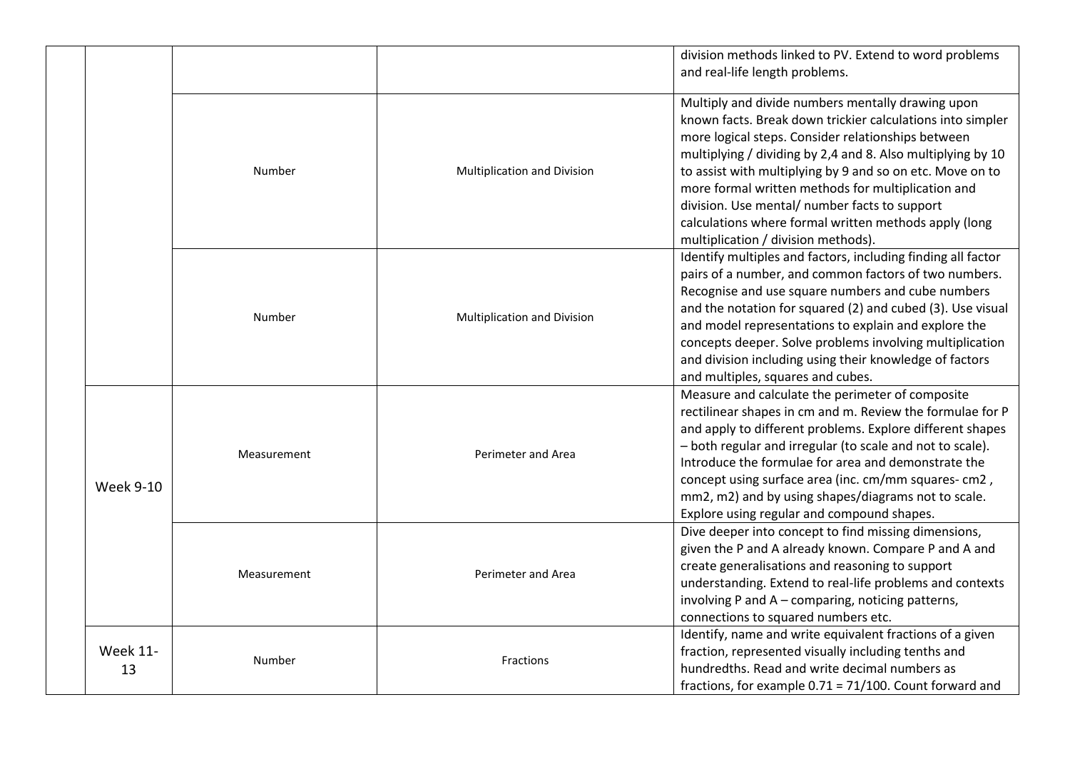| | | | | |
|---|---|---|---|---|
| | | | | division methods linked to PV. Extend to word problems and real-life length problems. |
| | | Number | Multiplication and Division | Multiply and divide numbers mentally drawing upon known facts. Break down trickier calculations into simpler more logical steps. Consider relationships between multiplying / dividing by 2,4 and 8. Also multiplying by 10 to assist with multiplying by 9 and so on etc. Move on to more formal written methods for multiplication and division. Use mental/ number facts to support calculations where formal written methods apply (long multiplication / division methods). |
| | | Number | Multiplication and Division | Identify multiples and factors, including finding all factor pairs of a number, and common factors of two numbers. Recognise and use square numbers and cube numbers and the notation for squared (2) and cubed (3). Use visual and model representations to explain and explore the concepts deeper. Solve problems involving multiplication and division including using their knowledge of factors and multiples, squares and cubes. |
| | Week 9-10 | Measurement | Perimeter and Area | Measure and calculate the perimeter of composite rectilinear shapes in cm and m. Review the formulae for P and apply to different problems. Explore different shapes – both regular and irregular (to scale and not to scale). Introduce the formulae for area and demonstrate the concept using surface area (inc. cm/mm squares- cm2 , mm2, m2) and by using shapes/diagrams not to scale. Explore using regular and compound shapes. |
| | | Measurement | Perimeter and Area | Dive deeper into concept to find missing dimensions, given the P and A already known. Compare P and A and create generalisations and reasoning to support understanding. Extend to real-life problems and contexts involving P and A – comparing, noticing patterns, connections to squared numbers etc. |
| | Week 11-13 | Number | Fractions | Identify, name and write equivalent fractions of a given fraction, represented visually including tenths and hundredths. Read and write decimal numbers as fractions, for example 0.71 = 71/100. Count forward and |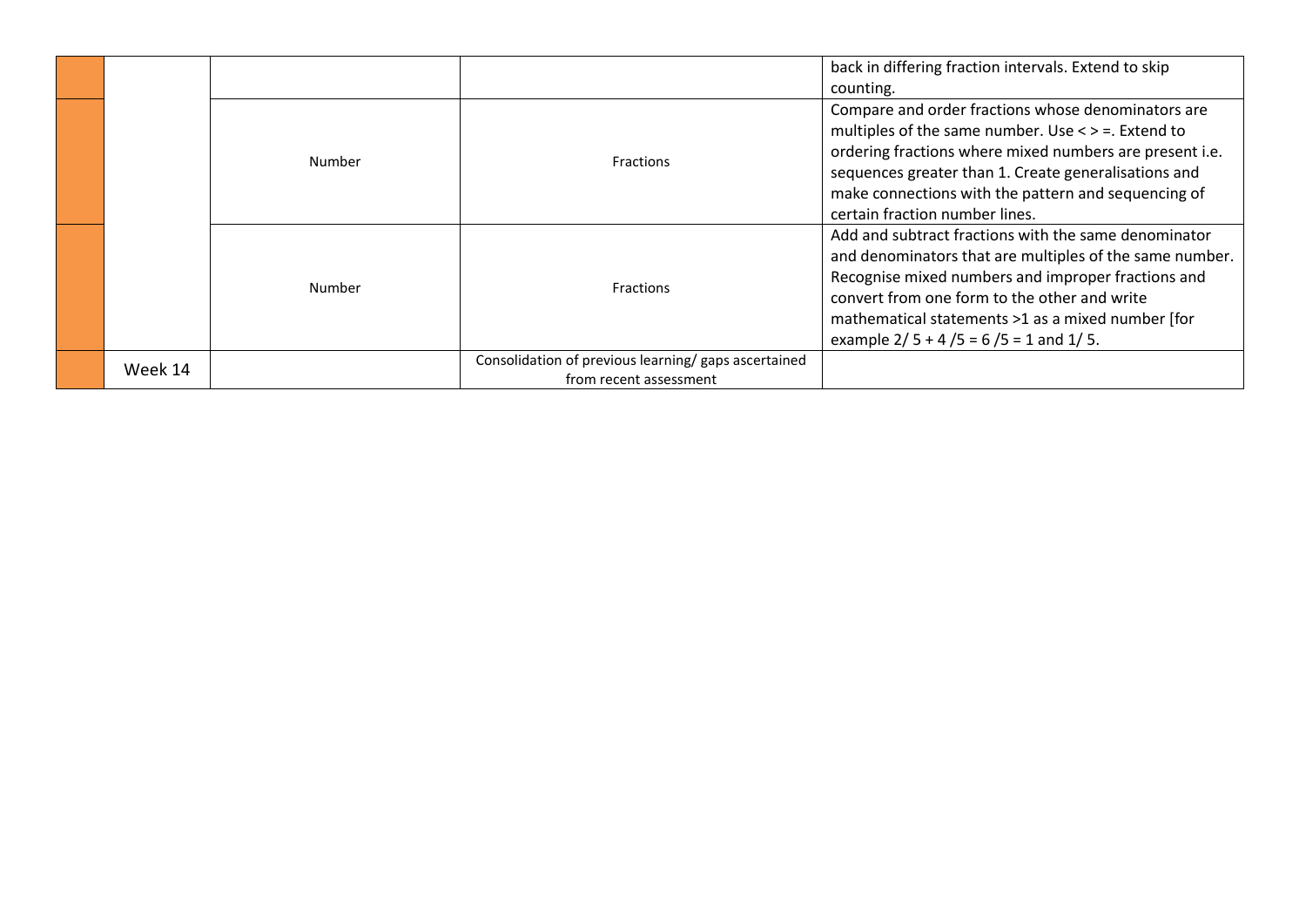| | | | | |
|---|---|---|---|---|
| | | | | back in differing fraction intervals. Extend to skip counting. |
| | | Number | Fractions | Compare and order fractions whose denominators are multiples of the same number. Use < > =. Extend to ordering fractions where mixed numbers are present i.e. sequences greater than 1. Create generalisations and make connections with the pattern and sequencing of certain fraction number lines. |
| | | Number | Fractions | Add and subtract fractions with the same denominator and denominators that are multiples of the same number. Recognise mixed numbers and improper fractions and convert from one form to the other and write mathematical statements >1 as a mixed number [for example $2/5 + 4/5 = 6/5 = 1$ and $1/5$. |
| | Week 14 | | Consolidation of previous learning/ gaps ascertained from recent assessment | |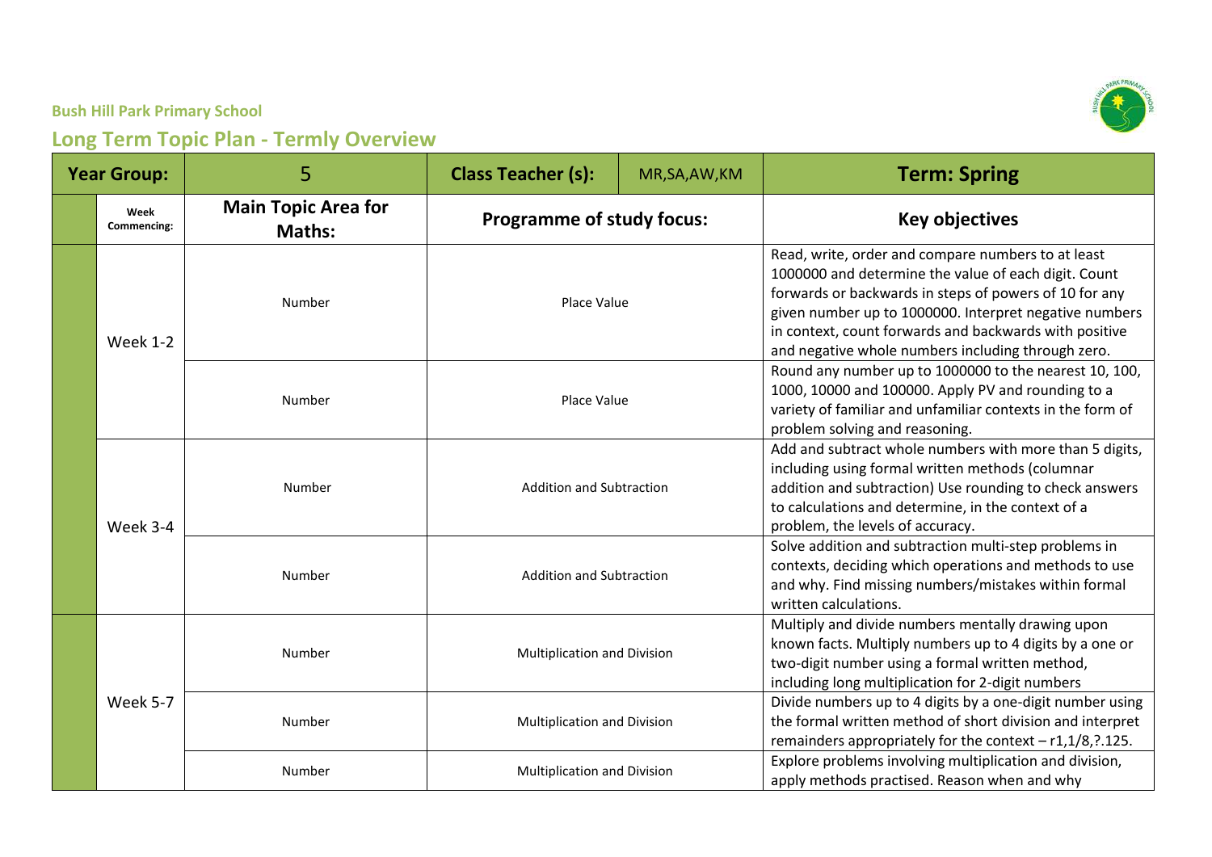**Bush Hill Park Primary School**

## Long Term Topic Plan - Termly Overview

| Year Group: | | 5 | Class Teacher (s): | MR,SA,AW,KM | Term: Spring |
|---|---|---|---|---|---|
| | Week Commencing: | Main Topic Area for Maths: | Programme of study focus: | | Key objectives |
| | Week 1-2 | Number | Place Value | | Read, write, order and compare numbers to at least 1000000 and determine the value of each digit. Count forwards or backwards in steps of powers of 10 for any given number up to 1000000. Interpret negative numbers in context, count forwards and backwards with positive and negative whole numbers including through zero. |
| | | Number | Place Value | | Round any number up to 1000000 to the nearest 10, 100, 1000, 10000 and 100000. Apply PV and rounding to a variety of familiar and unfamiliar contexts in the form of problem solving and reasoning. |
| | Week 3-4 | Number | Addition and Subtraction | | Add and subtract whole numbers with more than 5 digits, including using formal written methods (columnar addition and subtraction) Use rounding to check answers to calculations and determine, in the context of a problem, the levels of accuracy. |
| | | Number | Addition and Subtraction | | Solve addition and subtraction multi-step problems in contexts, deciding which operations and methods to use and why. Find missing numbers/mistakes within formal written calculations. |
| | Week 5-7 | Number | Multiplication and Division | | Multiply and divide numbers mentally drawing upon known facts. Multiply numbers up to 4 digits by a one or two-digit number using a formal written method, including long multiplication for 2-digit numbers |
| | | Number | Multiplication and Division | | Divide numbers up to 4 digits by a one-digit number using the formal written method of short division and interpret remainders appropriately for the context – r1,1/8,?.125. |
| | | Number | Multiplication and Division | | Explore problems involving multiplication and division, apply methods practised. Reason when and why |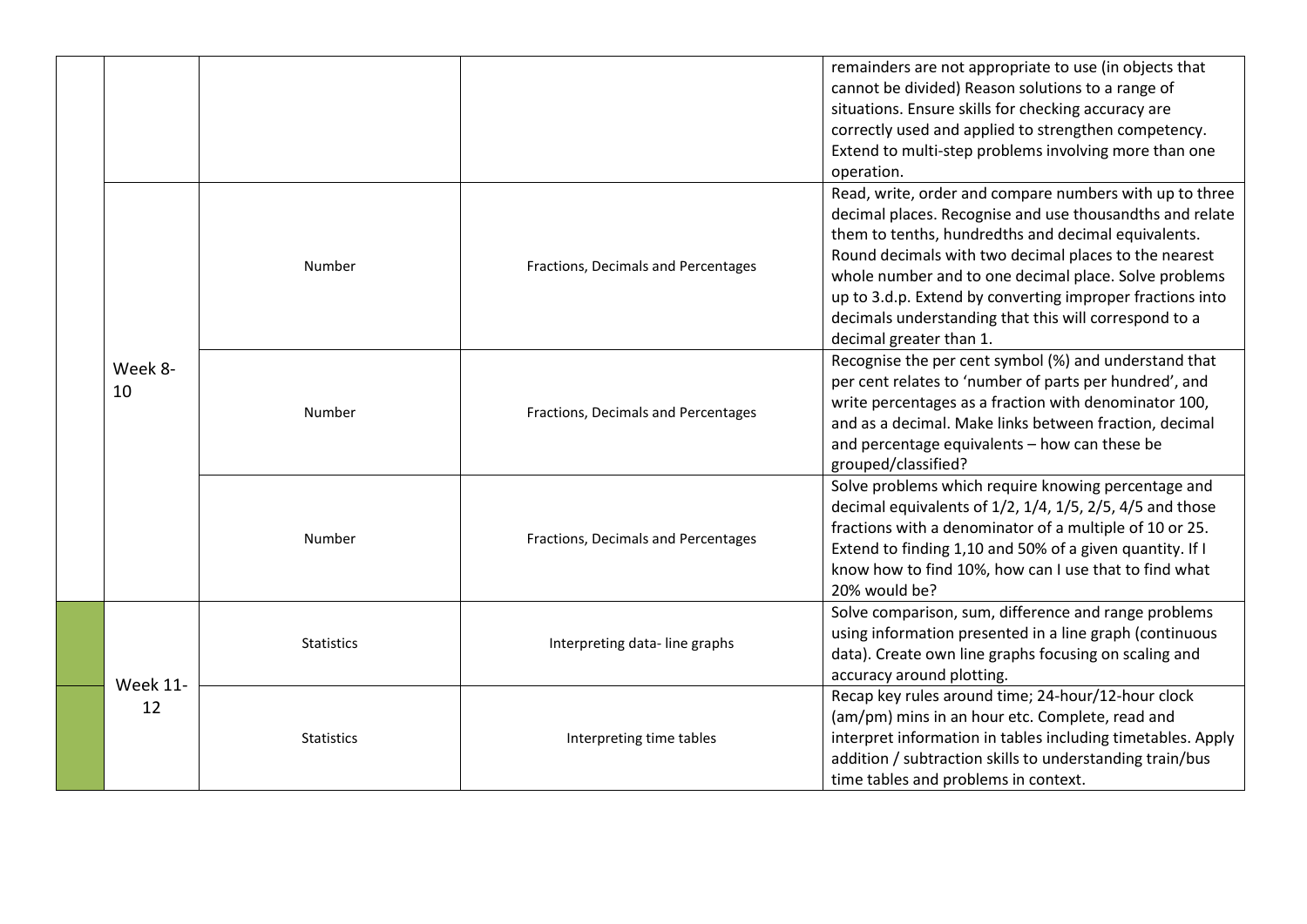| | | | | |
|---|---|---|---|---|
| | | | | remainders are not appropriate to use (in objects that cannot be divided) Reason solutions to a range of situations. Ensure skills for checking accuracy are correctly used and applied to strengthen competency. Extend to multi-step problems involving more than one operation. |
| | Week 8-10 | Number | Fractions, Decimals and Percentages | Read, write, order and compare numbers with up to three decimal places. Recognise and use thousandths and relate them to tenths, hundredths and decimal equivalents. Round decimals with two decimal places to the nearest whole number and to one decimal place. Solve problems up to 3.d.p. Extend by converting improper fractions into decimals understanding that this will correspond to a decimal greater than 1. |
| | | Number | Fractions, Decimals and Percentages | Recognise the per cent symbol (%) and understand that per cent relates to 'number of parts per hundred', and write percentages as a fraction with denominator 100, and as a decimal. Make links between fraction, decimal and percentage equivalents – how can these be grouped/classified? |
| | | Number | Fractions, Decimals and Percentages | Solve problems which require knowing percentage and decimal equivalents of 1/2, 1/4, 1/5, 2/5, 4/5 and those fractions with a denominator of a multiple of 10 or 25. Extend to finding 1,10 and 50% of a given quantity. If I know how to find 10%, how can I use that to find what 20% would be? |
| | Week 11-12 | Statistics | Interpreting data- line graphs | Solve comparison, sum, difference and range problems using information presented in a line graph (continuous data). Create own line graphs focusing on scaling and accuracy around plotting. |
| | | Statistics | Interpreting time tables | Recap key rules around time; 24-hour/12-hour clock (am/pm) mins in an hour etc. Complete, read and interpret information in tables including timetables. Apply addition / subtraction skills to understanding train/bus time tables and problems in context. |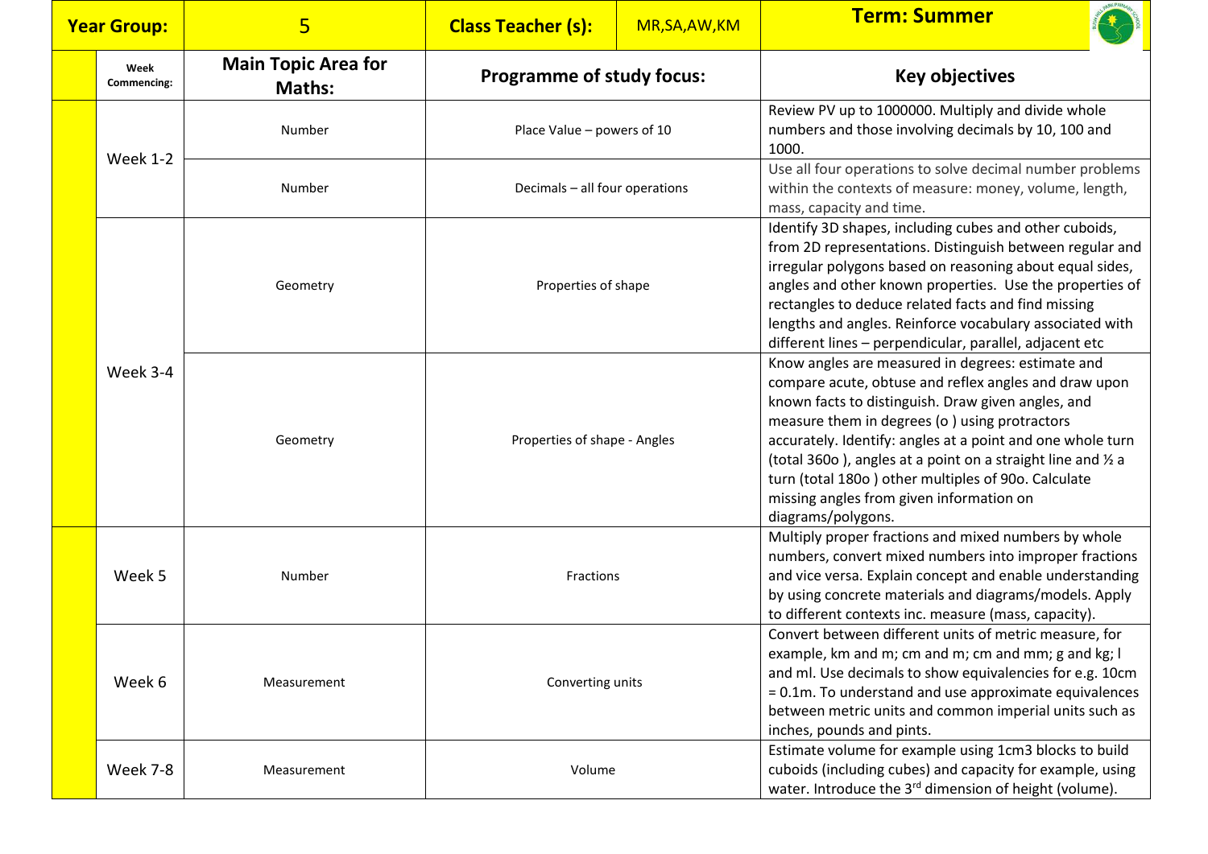| Year Group: | 5 | Class Teacher (s): | MR,SA,AW,KM | Term: Summer |
|---|---|---|---|---|
| Week Commencing: | Main Topic Area for Maths: | Programme of study focus: | | Key objectives |
| Week 1-2 | Number | Place Value – powers of 10 | | Review PV up to 1000000. Multiply and divide whole numbers and those involving decimals by 10, 100 and 1000. |
| | Number | Decimals – all four operations | | Use all four operations to solve decimal number problems within the contexts of measure: money, volume, length, mass, capacity and time. |
| Week 3-4 | Geometry | Properties of shape | | Identify 3D shapes, including cubes and other cuboids, from 2D representations. Distinguish between regular and irregular polygons based on reasoning about equal sides, angles and other known properties. Use the properties of rectangles to deduce related facts and find missing lengths and angles. Reinforce vocabulary associated with different lines – perpendicular, parallel, adjacent etc |
| | Geometry | Properties of shape - Angles | | Know angles are measured in degrees: estimate and compare acute, obtuse and reflex angles and draw upon known facts to distinguish. Draw given angles, and measure them in degrees (o ) using protractors accurately. Identify: angles at a point and one whole turn (total 360o ), angles at a point on a straight line and ½ a turn (total 180o ) other multiples of 90o. Calculate missing angles from given information on diagrams/polygons. |
| Week 5 | Number | Fractions | | Multiply proper fractions and mixed numbers by whole numbers, convert mixed numbers into improper fractions and vice versa. Explain concept and enable understanding by using concrete materials and diagrams/models. Apply to different contexts inc. measure (mass, capacity). |
| Week 6 | Measurement | Converting units | | Convert between different units of metric measure, for example, km and m; cm and m; cm and mm; g and kg; l and ml. Use decimals to show equivalencies for e.g. 10cm = 0.1m. To understand and use approximate equivalences between metric units and common imperial units such as inches, pounds and pints. |
| Week 7-8 | Measurement | Volume | | Estimate volume for example using 1cm3 blocks to build cuboids (including cubes) and capacity for example, using water. Introduce the 3rd dimension of height (volume). |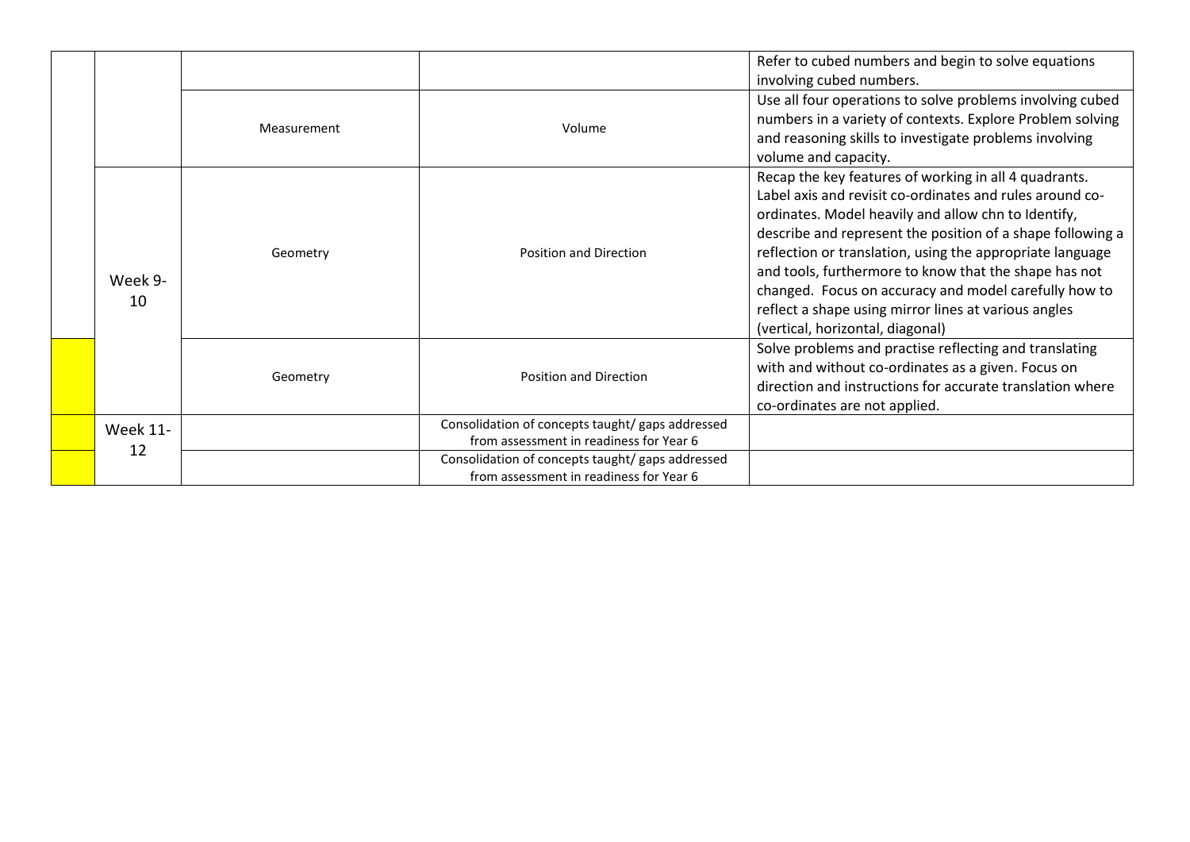| | | | | |
|---|---|---|---|---|
| | | | | Refer to cubed numbers and begin to solve equations involving cubed numbers. |
| | | Measurement | Volume | Use all four operations to solve problems involving cubed numbers in a variety of contexts. Explore Problem solving and reasoning skills to investigate problems involving volume and capacity. |
| | Week 9-10 | Geometry | Position and Direction | Recap the key features of working in all 4 quadrants. Label axis and revisit co-ordinates and rules around co-ordinates. Model heavily and allow chn to Identify, describe and represent the position of a shape following a reflection or translation, using the appropriate language and tools, furthermore to know that the shape has not changed. Focus on accuracy and model carefully how to reflect a shape using mirror lines at various angles (vertical, horizontal, diagonal) |
| | | Geometry | Position and Direction | Solve problems and practise reflecting and translating with and without co-ordinates as a given. Focus on direction and instructions for accurate translation where co-ordinates are not applied. |
| | Week 11-12 | | Consolidation of concepts taught/ gaps addressed from assessment in readiness for Year 6 | |
| | | | Consolidation of concepts taught/ gaps addressed from assessment in readiness for Year 6 | |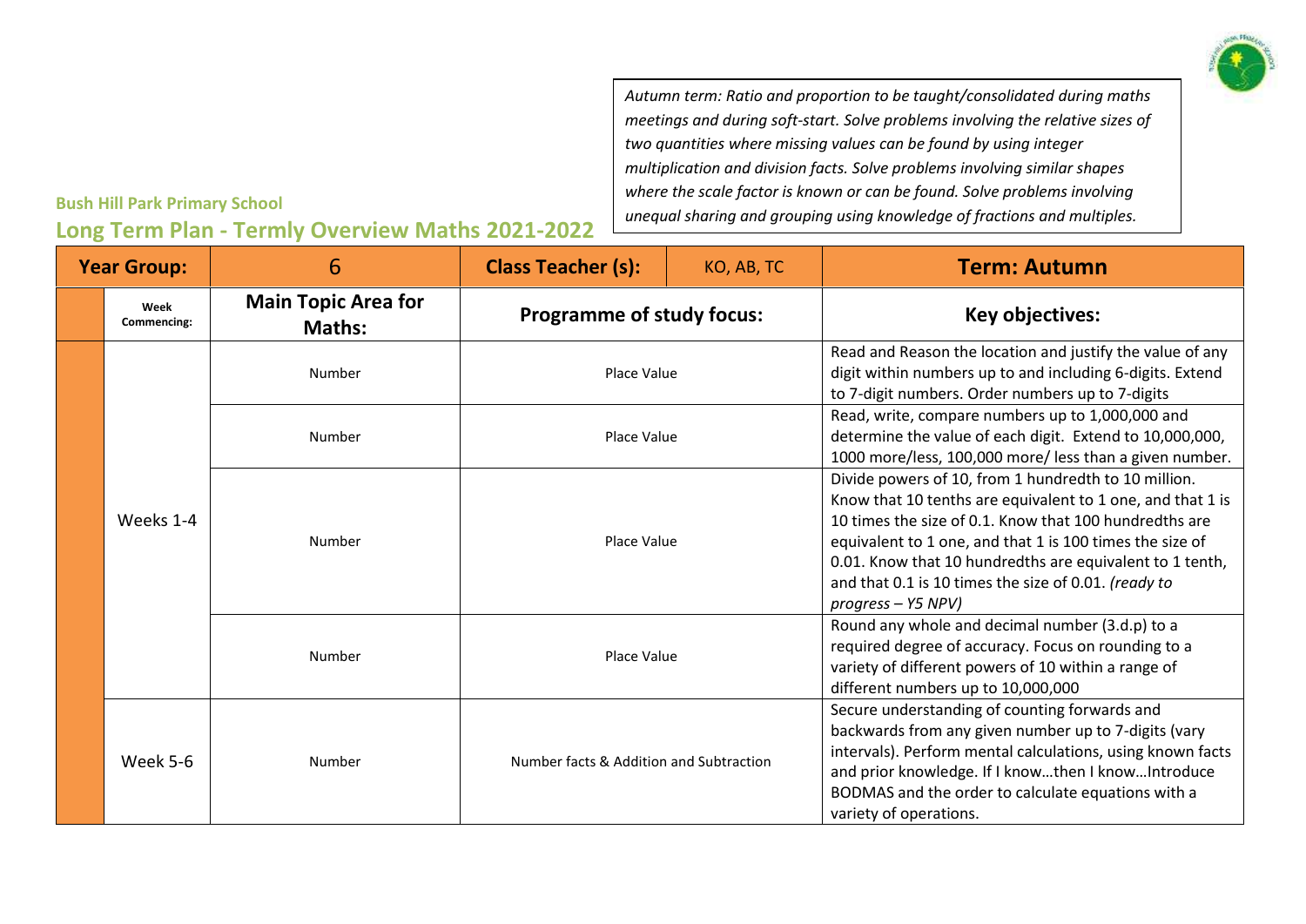*Autumn term: Ratio and proportion to be taught/consolidated during maths meetings and during soft-start. Solve problems involving the relative sizes of two quantities where missing values can be found by using integer multiplication and division facts. Solve problems involving similar shapes where the scale factor is known or can be found. Solve problems involving unequal sharing and grouping using knowledge of fractions and multiples.*

**Bush Hill Park Primary School**

## Long Term Plan - Termly Overview Maths 2021-2022

| Year Group: | | 6 | Class Teacher (s): | KO, AB, TC | Term: Autumn |
|---|---|---|---|---|---|
| | Week Commencing: | Main Topic Area for Maths: | Programme of study focus: | | Key objectives: |
| | Weeks 1-4 | Number | Place Value | | Read and Reason the location and justify the value of any digit within numbers up to and including 6-digits. Extend to 7-digit numbers. Order numbers up to 7-digits |
| | | Number | Place Value | | Read, write, compare numbers up to 1,000,000 and determine the value of each digit. Extend to 10,000,000, 1000 more/less, 100,000 more/ less than a given number. |
| | | Number | Place Value | | Divide powers of 10, from 1 hundredth to 10 million. Know that 10 tenths are equivalent to 1 one, and that 1 is 10 times the size of 0.1. Know that 100 hundredths are equivalent to 1 one, and that 1 is 100 times the size of 0.01. Know that 10 hundredths are equivalent to 1 tenth, and that 0.1 is 10 times the size of 0.01. *(ready to progress – Y5 NPV)* |
| | | Number | Place Value | | Round any whole and decimal number (3.d.p) to a required degree of accuracy. Focus on rounding to a variety of different powers of 10 within a range of different numbers up to 10,000,000 |
| | Week 5-6 | Number | Number facts & Addition and Subtraction | | Secure understanding of counting forwards and backwards from any given number up to 7-digits (vary intervals). Perform mental calculations, using known facts and prior knowledge. If I know…then I know…Introduce BODMAS and the order to calculate equations with a variety of operations. |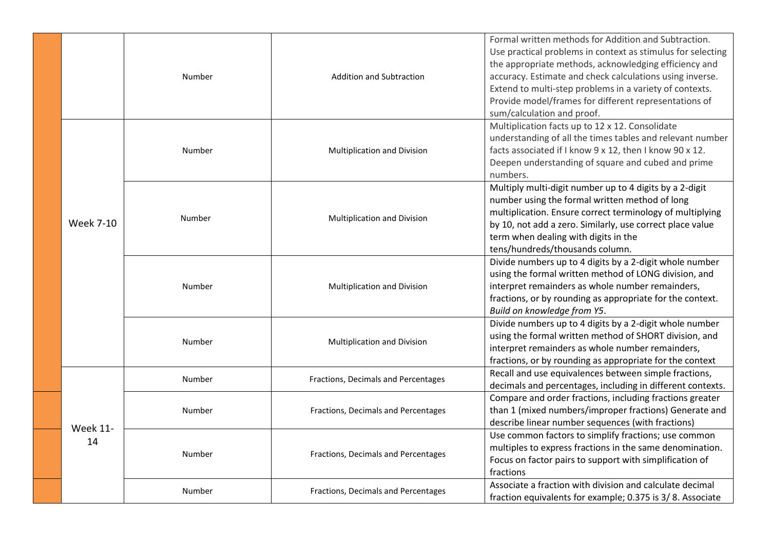| | | | | |
|---|---|---|---|---|
| | | Number | Addition and Subtraction | Formal written methods for Addition and Subtraction. Use practical problems in context as stimulus for selecting the appropriate methods, acknowledging efficiency and accuracy. Estimate and check calculations using inverse. Extend to multi-step problems in a variety of contexts. Provide model/frames for different representations of sum/calculation and proof. |
| | Week 7-10 | Number | Multiplication and Division | Multiplication facts up to 12 x 12. Consolidate understanding of all the times tables and relevant number facts associated if I know 9 x 12, then I know 90 x 12. Deepen understanding of square and cubed and prime numbers. |
| | | Number | Multiplication and Division | Multiply multi-digit number up to 4 digits by a 2-digit number using the formal written method of long multiplication. Ensure correct terminology of multiplying by 10, not add a zero. Similarly, use correct place value term when dealing with digits in the tens/hundreds/thousands column. |
| | | Number | Multiplication and Division | Divide numbers up to 4 digits by a 2-digit whole number using the formal written method of LONG division, and interpret remainders as whole number remainders, fractions, or by rounding as appropriate for the context. *Build on knowledge from Y5*. |
| | | Number | Multiplication and Division | Divide numbers up to 4 digits by a 2-digit whole number using the formal written method of SHORT division, and interpret remainders as whole number remainders, fractions, or by rounding as appropriate for the context |
| | Week 11-14 | Number | Fractions, Decimals and Percentages | Recall and use equivalences between simple fractions, decimals and percentages, including in different contexts. |
| | | Number | Fractions, Decimals and Percentages | Compare and order fractions, including fractions greater than 1 (mixed numbers/improper fractions) Generate and describe linear number sequences (with fractions) |
| | | Number | Fractions, Decimals and Percentages | Use common factors to simplify fractions; use common multiples to express fractions in the same denomination. Focus on factor pairs to support with simplification of fractions |
| | | Number | Fractions, Decimals and Percentages | Associate a fraction with division and calculate decimal fraction equivalents for example; 0.375 is 3/ 8. Associate |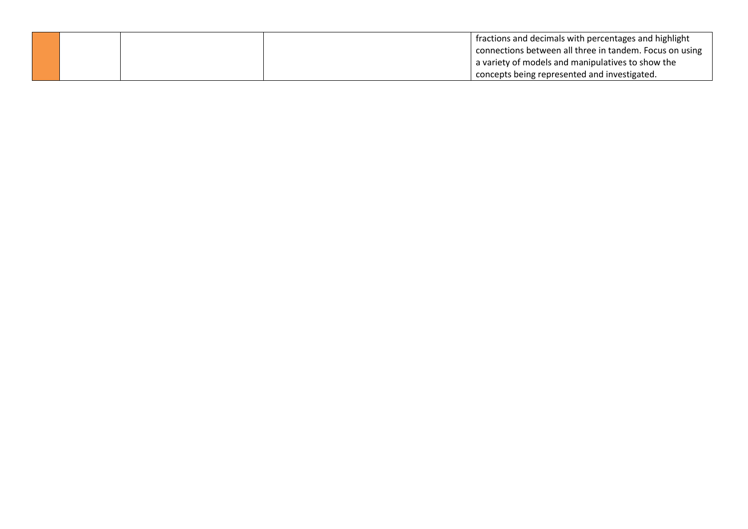| | | | | |
|---|---|---|---|---|
| | | | | fractions and decimals with percentages and highlight connections between all three in tandem. Focus on using a variety of models and manipulatives to show the concepts being represented and investigated. |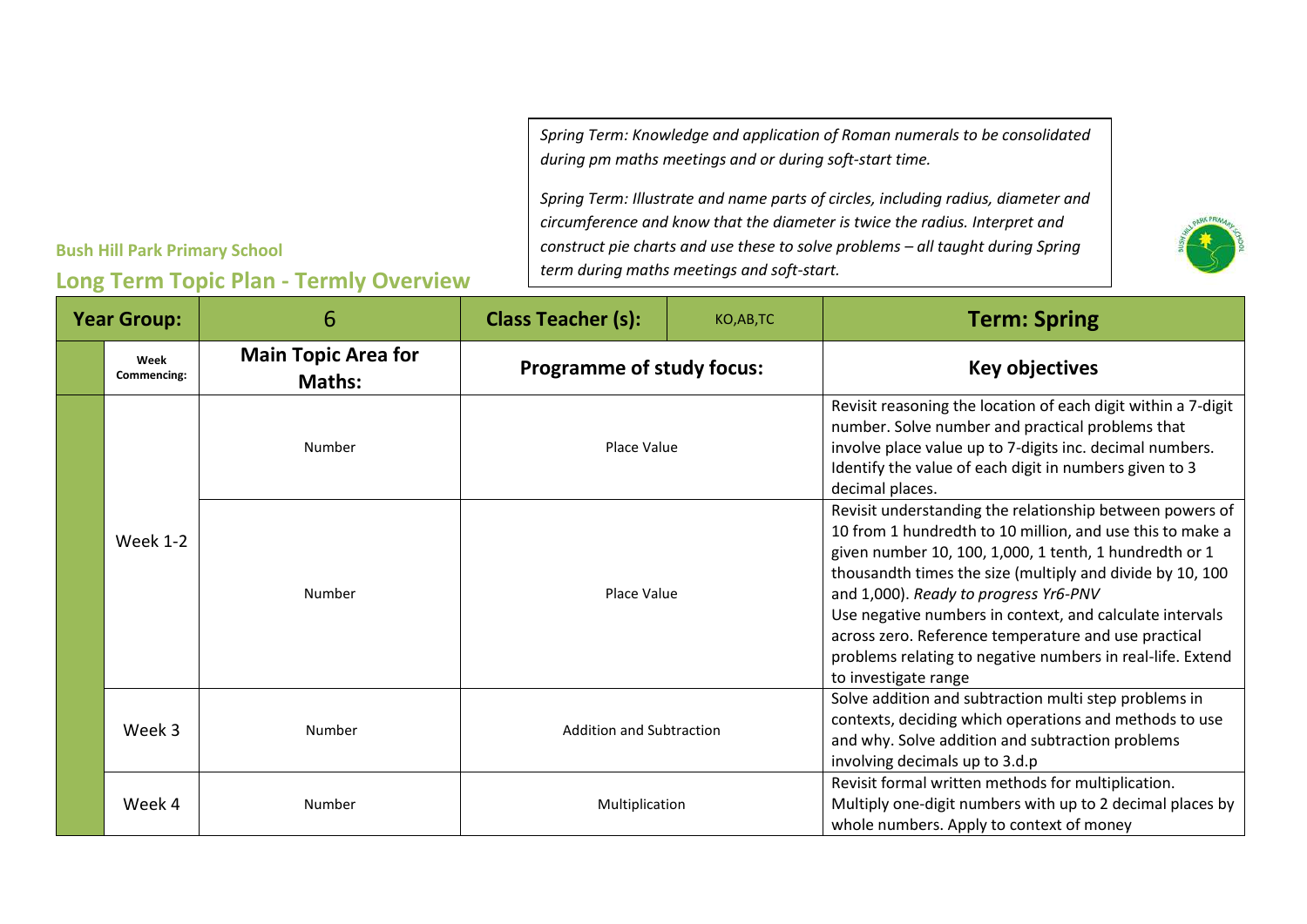*Spring Term: Knowledge and application of Roman numerals to be consolidated during pm maths meetings and or during soft-start time.*

*Spring Term: Illustrate and name parts of circles, including radius, diameter and circumference and know that the diameter is twice the radius. Interpret and construct pie charts and use these to solve problems – all taught during Spring term during maths meetings and soft-start.*

**Bush Hill Park Primary School**

## Long Term Topic Plan - Termly Overview

| **Year Group:** | | 6 | **Class Teacher (s):** | KO,AB,TC | **Term: Spring** |
|---|---|---|---|---|---|
| | **Week Commencing:** | **Main Topic Area for Maths:** | **Programme of study focus:** | | **Key objectives** |
| | Week 1-2 | Number | Place Value | | Revisit reasoning the location of each digit within a 7-digit number. Solve number and practical problems that involve place value up to 7-digits inc. decimal numbers. Identify the value of each digit in numbers given to 3 decimal places. |
| | | Number | Place Value | | Revisit understanding the relationship between powers of 10 from 1 hundredth to 10 million, and use this to make a given number 10, 100, 1,000, 1 tenth, 1 hundredth or 1 thousandth times the size (multiply and divide by 10, 100 and 1,000). *Ready to progress Yr6-PNV* Use negative numbers in context, and calculate intervals across zero. Reference temperature and use practical problems relating to negative numbers in real-life. Extend to investigate range |
| | Week 3 | Number | Addition and Subtraction | | Solve addition and subtraction multi step problems in contexts, deciding which operations and methods to use and why. Solve addition and subtraction problems involving decimals up to 3.d.p |
| | Week 4 | Number | Multiplication | | Revisit formal written methods for multiplication. Multiply one-digit numbers with up to 2 decimal places by whole numbers. Apply to context of money |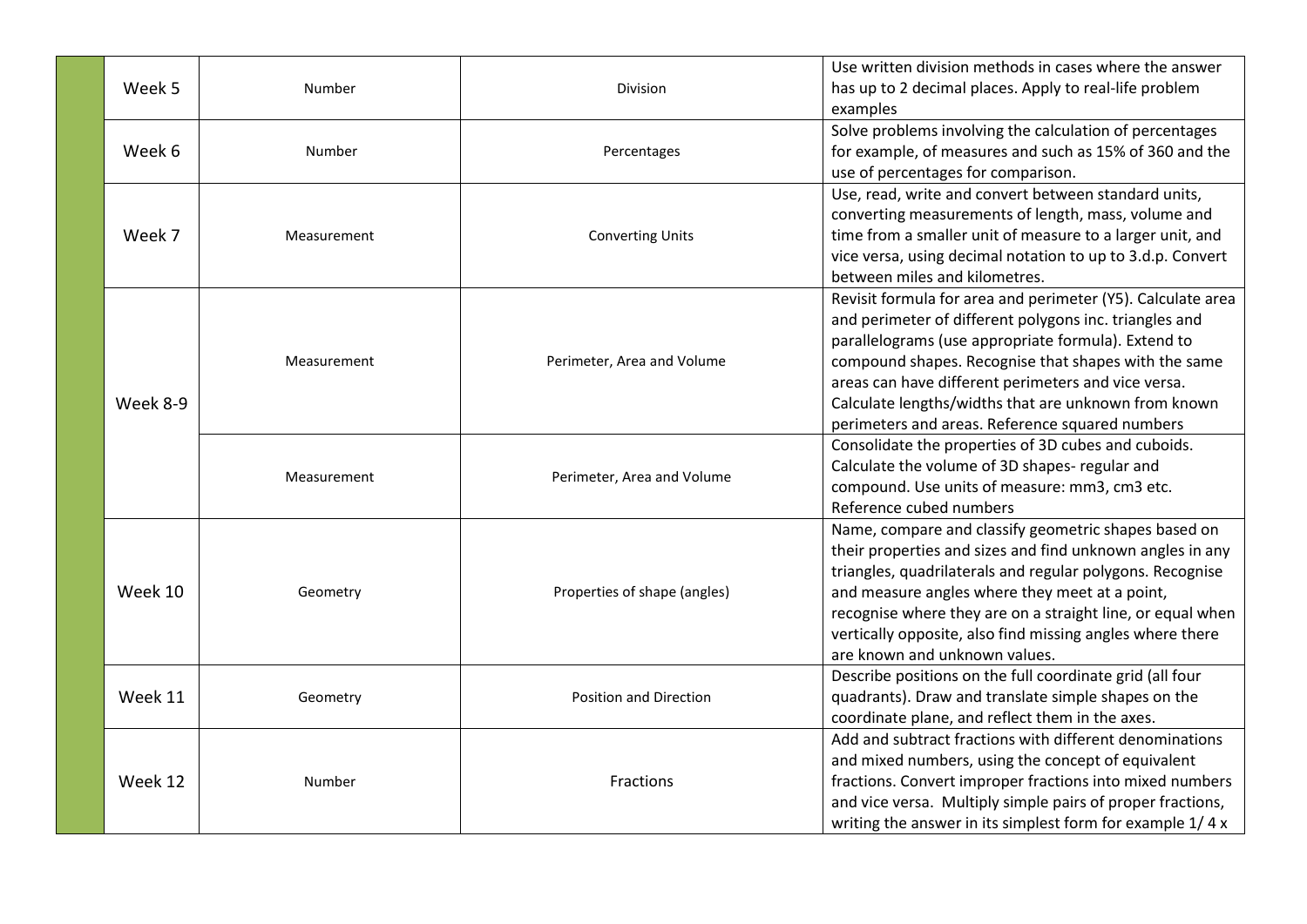| | | | |
|---|---|---|---|
| Week 5 | Number | Division | Use written division methods in cases where the answer has up to 2 decimal places. Apply to real-life problem examples |
| Week 6 | Number | Percentages | Solve problems involving the calculation of percentages for example, of measures and such as 15% of 360 and the use of percentages for comparison. |
| Week 7 | Measurement | Converting Units | Use, read, write and convert between standard units, converting measurements of length, mass, volume and time from a smaller unit of measure to a larger unit, and vice versa, using decimal notation to up to 3.d.p. Convert between miles and kilometres. |
| Week 8-9 | Measurement | Perimeter, Area and Volume | Revisit formula for area and perimeter (Y5). Calculate area and perimeter of different polygons inc. triangles and parallelograms (use appropriate formula). Extend to compound shapes. Recognise that shapes with the same areas can have different perimeters and vice versa. Calculate lengths/widths that are unknown from known perimeters and areas. Reference squared numbers |
| | Measurement | Perimeter, Area and Volume | Consolidate the properties of 3D cubes and cuboids. Calculate the volume of 3D shapes- regular and compound. Use units of measure: mm3, cm3 etc. Reference cubed numbers |
| Week 10 | Geometry | Properties of shape (angles) | Name, compare and classify geometric shapes based on their properties and sizes and find unknown angles in any triangles, quadrilaterals and regular polygons. Recognise and measure angles where they meet at a point, recognise where they are on a straight line, or equal when vertically opposite, also find missing angles where there are known and unknown values. |
| Week 11 | Geometry | Position and Direction | Describe positions on the full coordinate grid (all four quadrants). Draw and translate simple shapes on the coordinate plane, and reflect them in the axes. |
| Week 12 | Number | Fractions | Add and subtract fractions with different denominations and mixed numbers, using the concept of equivalent fractions. Convert improper fractions into mixed numbers and vice versa. Multiply simple pairs of proper fractions, writing the answer in its simplest form for example 1/ 4 x |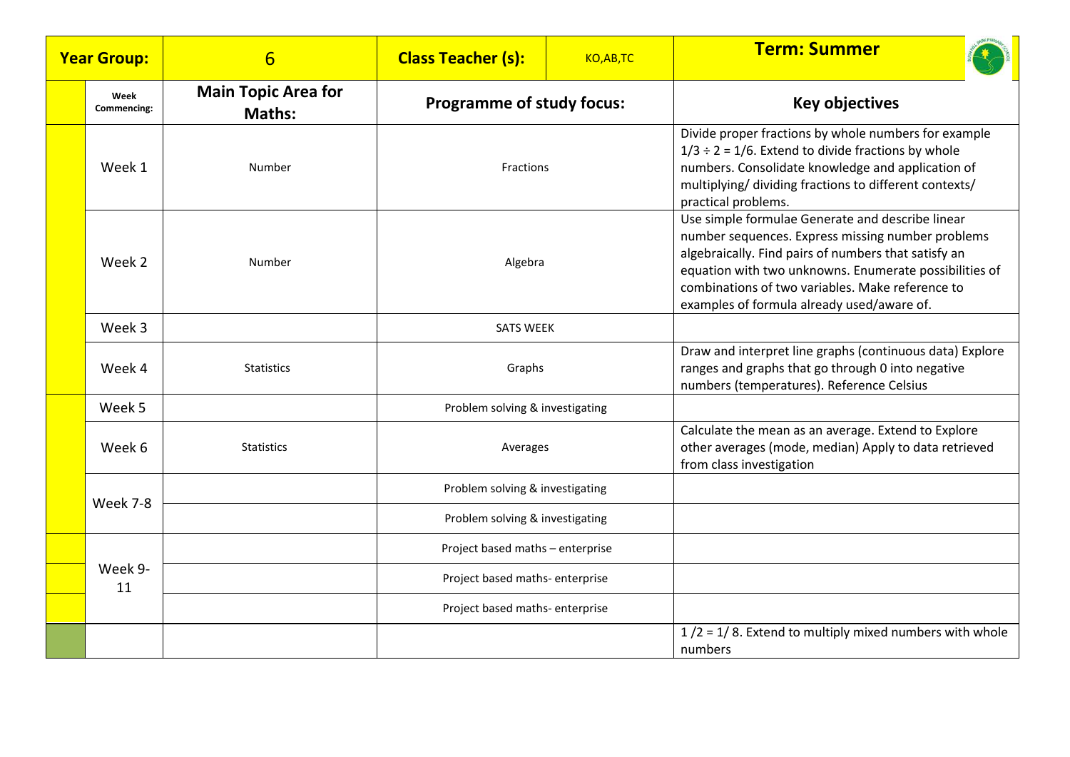| Year Group: | 6 | Class Teacher (s): | KO,AB,TC | Term: Summer |
|---|---|---|---|---|
| Week Commencing: | Main Topic Area for Maths: | Programme of study focus: | | Key objectives |
| Week 1 | Number | Fractions | | Divide proper fractions by whole numbers for example 1/3 ÷ 2 = 1/6. Extend to divide fractions by whole numbers. Consolidate knowledge and application of multiplying/ dividing fractions to different contexts/ practical problems. |
| Week 2 | Number | Algebra | | Use simple formulae Generate and describe linear number sequences. Express missing number problems algebraically. Find pairs of numbers that satisfy an equation with two unknowns. Enumerate possibilities of combinations of two variables. Make reference to examples of formula already used/aware of. |
| Week 3 | | SATS WEEK | | |
| Week 4 | Statistics | Graphs | | Draw and interpret line graphs (continuous data) Explore ranges and graphs that go through 0 into negative numbers (temperatures). Reference Celsius |
| Week 5 | | Problem solving & investigating | | |
| Week 6 | Statistics | Averages | | Calculate the mean as an average. Extend to Explore other averages (mode, median) Apply to data retrieved from class investigation |
| Week 7-8 | | Problem solving & investigating | | |
| | | Problem solving & investigating | | |
| Week 9-11 | | Project based maths – enterprise | | |
| | | Project based maths- enterprise | | |
| | | Project based maths- enterprise | | |
| | | | | 1 /2 = 1/ 8. Extend to multiply mixed numbers with whole numbers |